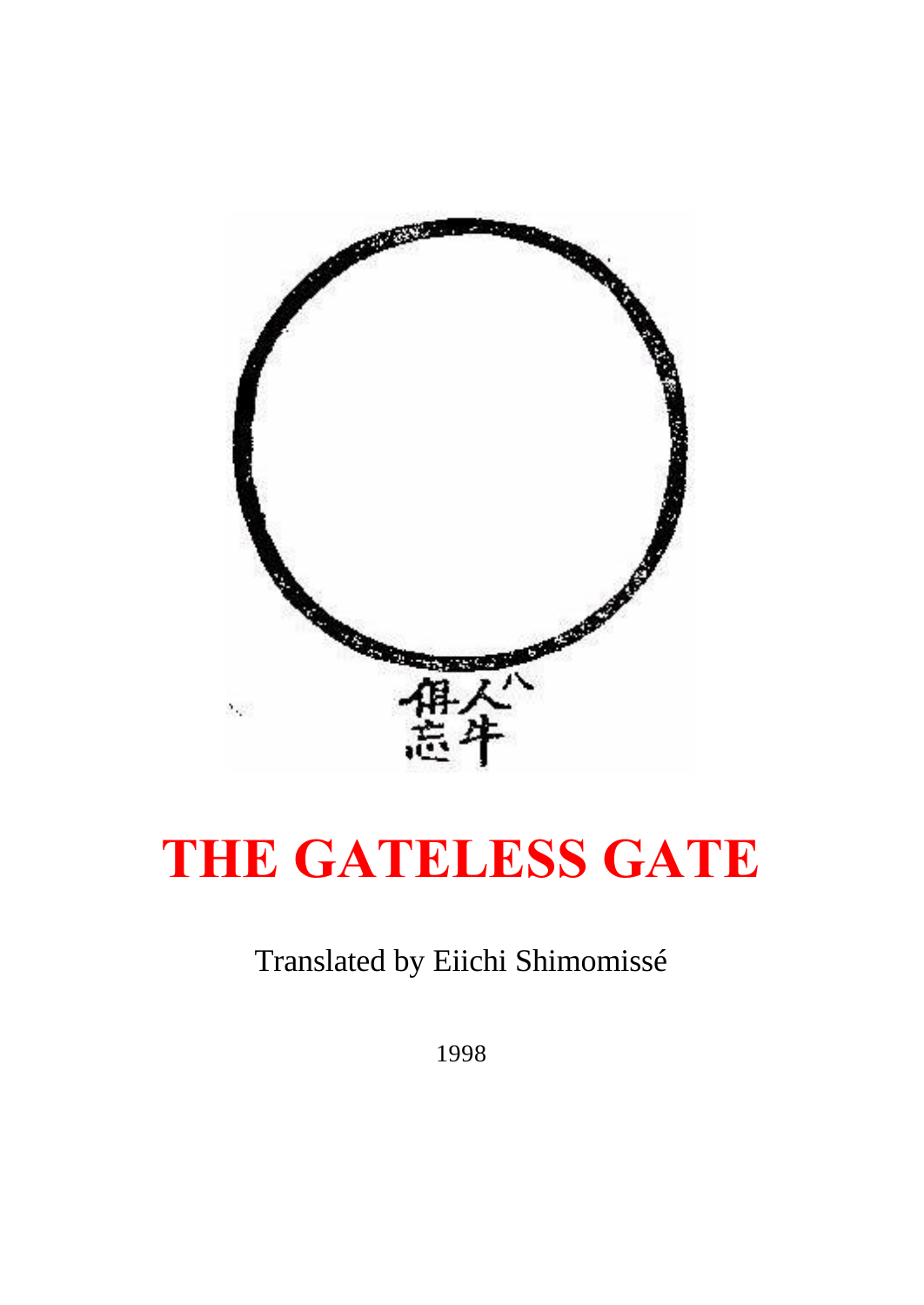八
人牛
俱忘

# THE GATELESS GATE

Translated by Eiichi Shimomissé

1998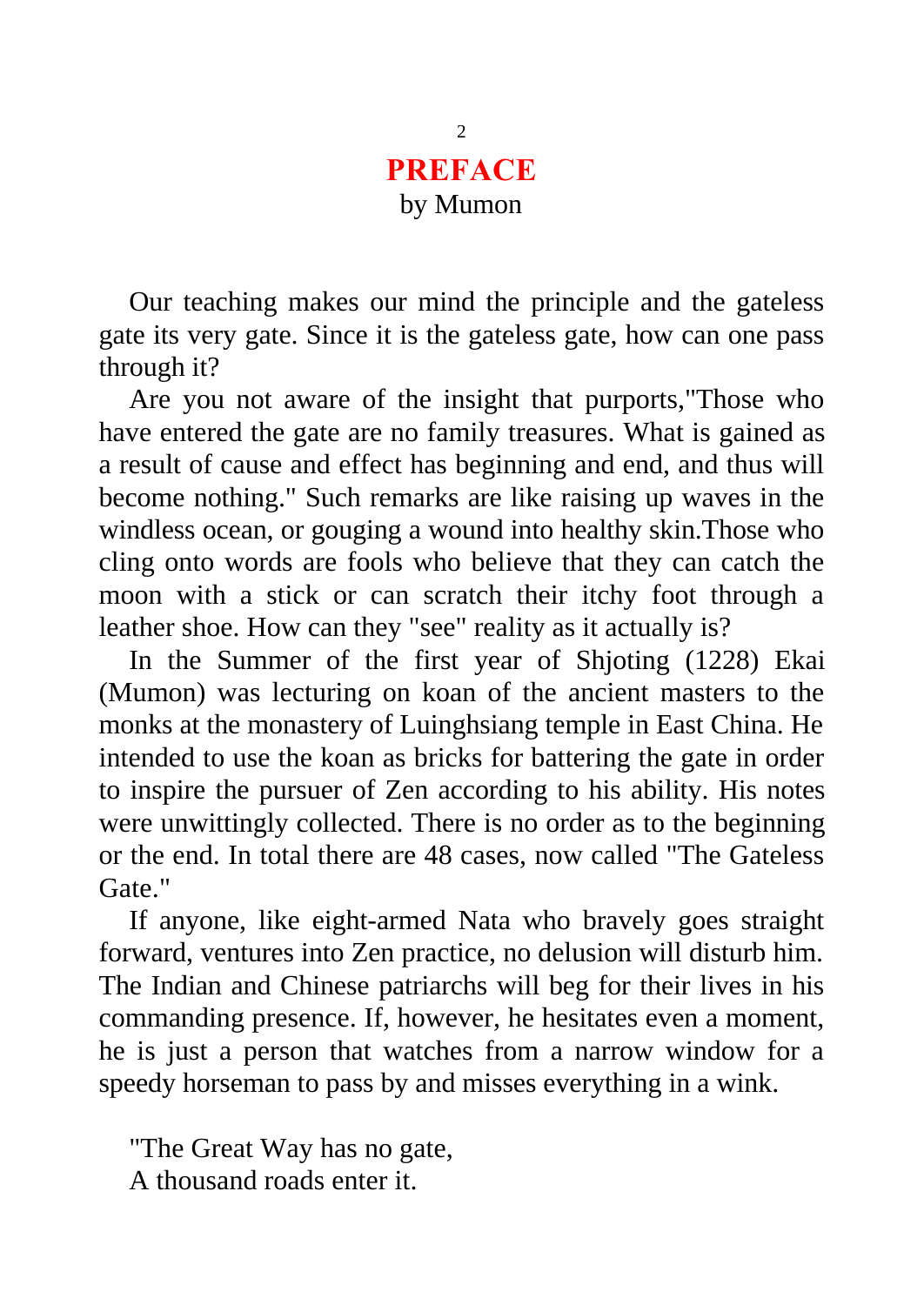# PREFACE

by Mumon

Our teaching makes our mind the principle and the gateless gate its very gate. Since it is the gateless gate, how can one pass through it?

Are you not aware of the insight that purports,"Those who have entered the gate are no family treasures. What is gained as a result of cause and effect has beginning and end, and thus will become nothing." Such remarks are like raising up waves in the windless ocean, or gouging a wound into healthy skin.Those who cling onto words are fools who believe that they can catch the moon with a stick or can scratch their itchy foot through a leather shoe. How can they "see" reality as it actually is?

In the Summer of the first year of Shjoting (1228) Ekai (Mumon) was lecturing on koan of the ancient masters to the monks at the monastery of Luinghsiang temple in East China. He intended to use the koan as bricks for battering the gate in order to inspire the pursuer of Zen according to his ability. His notes were unwittingly collected. There is no order as to the beginning or the end. In total there are 48 cases, now called "The Gateless Gate."

If anyone, like eight-armed Nata who bravely goes straight forward, ventures into Zen practice, no delusion will disturb him. The Indian and Chinese patriarchs will beg for their lives in his commanding presence. If, however, he hesitates even a moment, he is just a person that watches from a narrow window for a speedy horseman to pass by and misses everything in a wink.

"The Great Way has no gate,  
A thousand roads enter it.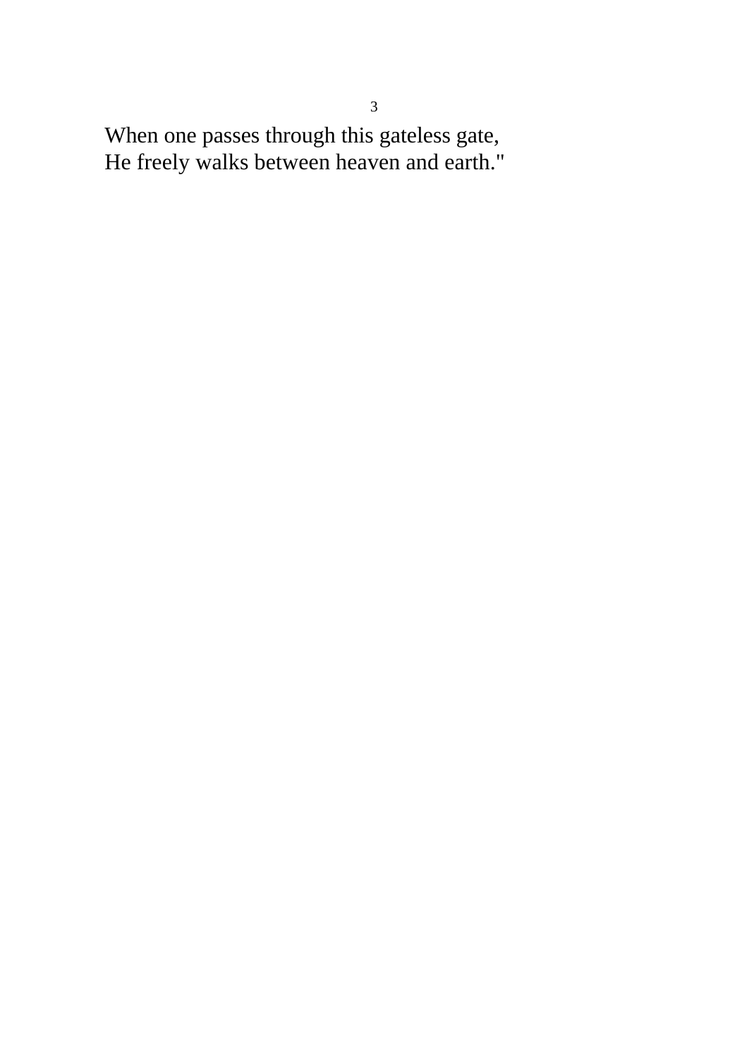When one passes through this gateless gate,
He freely walks between heaven and earth."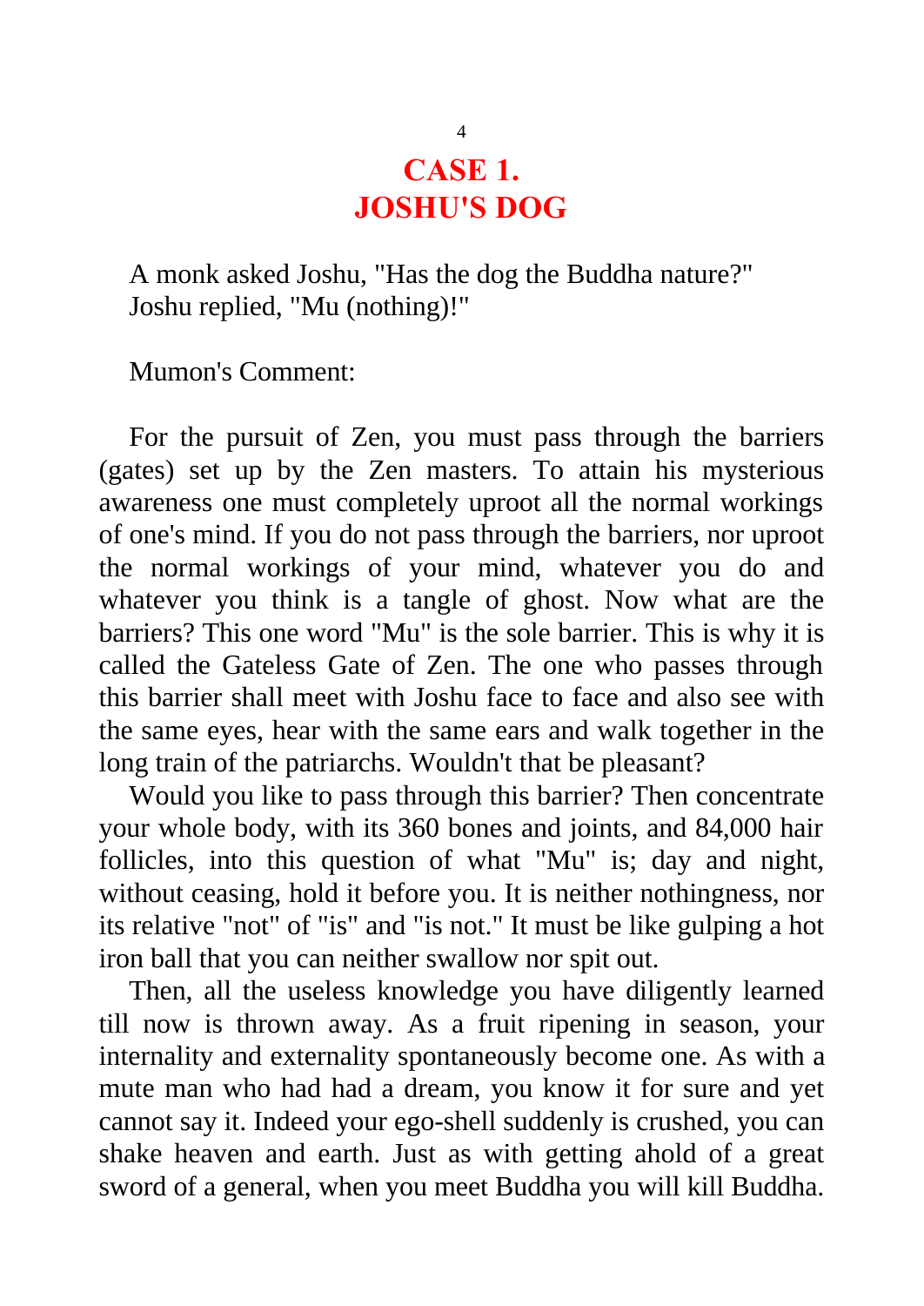# CASE 1.
# JOSHU'S DOG

A monk asked Joshu, "Has the dog the Buddha nature?"
Joshu replied, "Mu (nothing)!"

Mumon's Comment:

For the pursuit of Zen, you must pass through the barriers (gates) set up by the Zen masters. To attain his mysterious awareness one must completely uproot all the normal workings of one's mind. If you do not pass through the barriers, nor uproot the normal workings of your mind, whatever you do and whatever you think is a tangle of ghost. Now what are the barriers? This one word "Mu" is the sole barrier. This is why it is called the Gateless Gate of Zen. The one who passes through this barrier shall meet with Joshu face to face and also see with the same eyes, hear with the same ears and walk together in the long train of the patriarchs. Wouldn't that be pleasant?

Would you like to pass through this barrier? Then concentrate your whole body, with its 360 bones and joints, and 84,000 hair follicles, into this question of what "Mu" is; day and night, without ceasing, hold it before you. It is neither nothingness, nor its relative "not" of "is" and "is not." It must be like gulping a hot iron ball that you can neither swallow nor spit out.

Then, all the useless knowledge you have diligently learned till now is thrown away. As a fruit ripening in season, your internality and externality spontaneously become one. As with a mute man who had had a dream, you know it for sure and yet cannot say it. Indeed your ego-shell suddenly is crushed, you can shake heaven and earth. Just as with getting ahold of a great sword of a general, when you meet Buddha you will kill Buddha.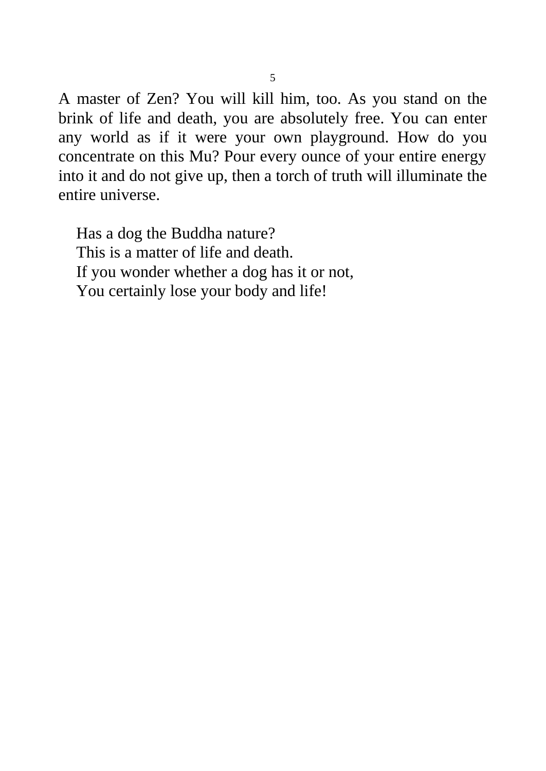A master of Zen? You will kill him, too. As you stand on the brink of life and death, you are absolutely free. You can enter any world as if it were your own playground. How do you concentrate on this Mu? Pour every ounce of your entire energy into it and do not give up, then a torch of truth will illuminate the entire universe.

Has a dog the Buddha nature?  
This is a matter of life and death.  
If you wonder whether a dog has it or not,  
You certainly lose your body and life!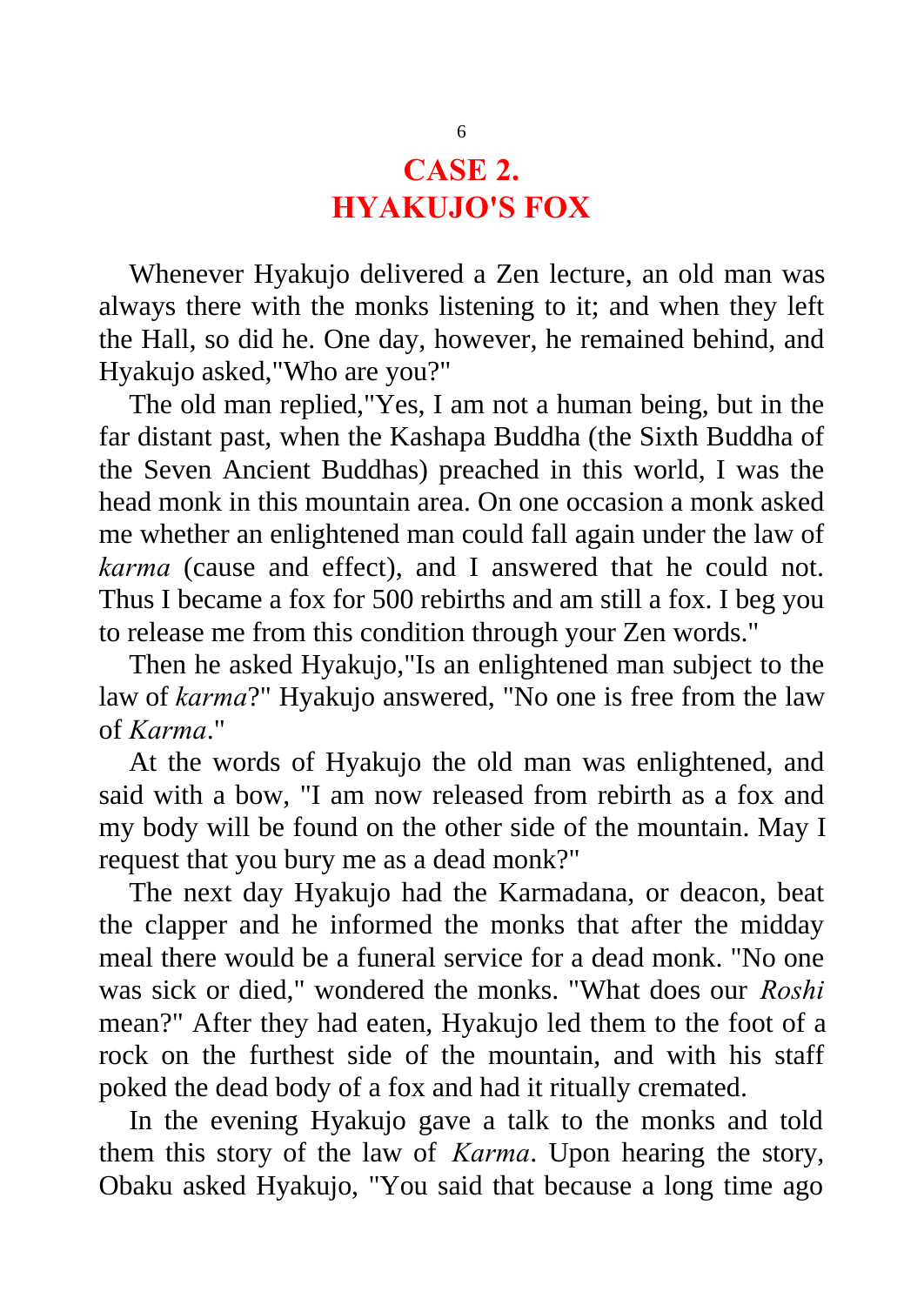# CASE 2.
# HYAKUJO'S FOX

Whenever Hyakujo delivered a Zen lecture, an old man was always there with the monks listening to it; and when they left the Hall, so did he. One day, however, he remained behind, and Hyakujo asked,"Who are you?"

The old man replied,"Yes, I am not a human being, but in the far distant past, when the Kashapa Buddha (the Sixth Buddha of the Seven Ancient Buddhas) preached in this world, I was the head monk in this mountain area. On one occasion a monk asked me whether an enlightened man could fall again under the law of *karma* (cause and effect), and I answered that he could not. Thus I became a fox for 500 rebirths and am still a fox. I beg you to release me from this condition through your Zen words."

Then he asked Hyakujo,"Is an enlightened man subject to the law of *karma*?" Hyakujo answered, "No one is free from the law of *Karma*."

At the words of Hyakujo the old man was enlightened, and said with a bow, "I am now released from rebirth as a fox and my body will be found on the other side of the mountain. May I request that you bury me as a dead monk?"

The next day Hyakujo had the Karmadana, or deacon, beat the clapper and he informed the monks that after the midday meal there would be a funeral service for a dead monk. "No one was sick or died," wondered the monks. "What does our *Roshi* mean?" After they had eaten, Hyakujo led them to the foot of a rock on the furthest side of the mountain, and with his staff poked the dead body of a fox and had it ritually cremated.

In the evening Hyakujo gave a talk to the monks and told them this story of the law of *Karma*. Upon hearing the story, Obaku asked Hyakujo, "You said that because a long time ago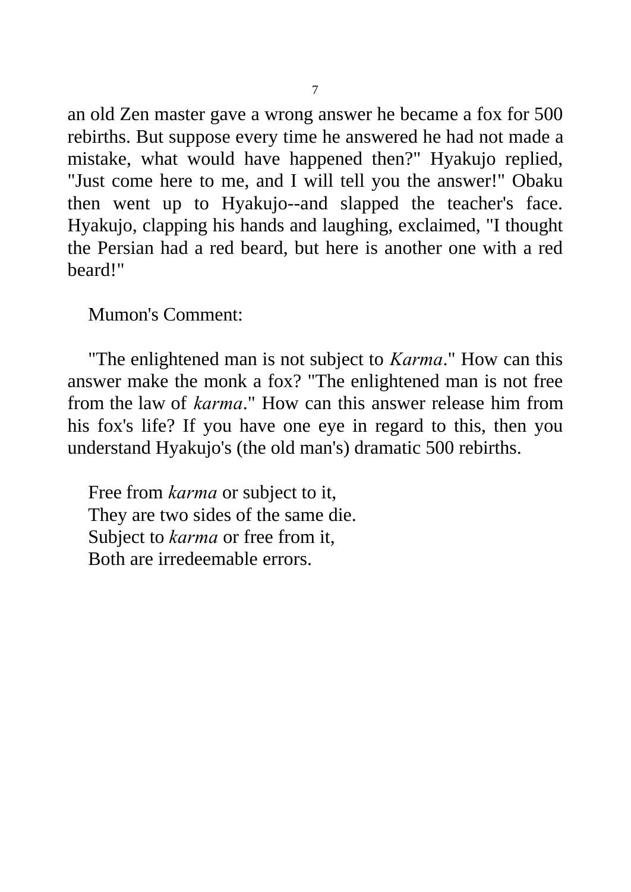an old Zen master gave a wrong answer he became a fox for 500 rebirths. But suppose every time he answered he had not made a mistake, what would have happened then?" Hyakujo replied, "Just come here to me, and I will tell you the answer!" Obaku then went up to Hyakujo--and slapped the teacher's face. Hyakujo, clapping his hands and laughing, exclaimed, "I thought the Persian had a red beard, but here is another one with a red beard!"

Mumon's Comment:

"The enlightened man is not subject to *Karma*." How can this answer make the monk a fox? "The enlightened man is not free from the law of *karma*." How can this answer release him from his fox's life? If you have one eye in regard to this, then you understand Hyakujo's (the old man's) dramatic 500 rebirths.

Free from *karma* or subject to it,  
They are two sides of the same die.  
Subject to *karma* or free from it,  
Both are irredeemable errors.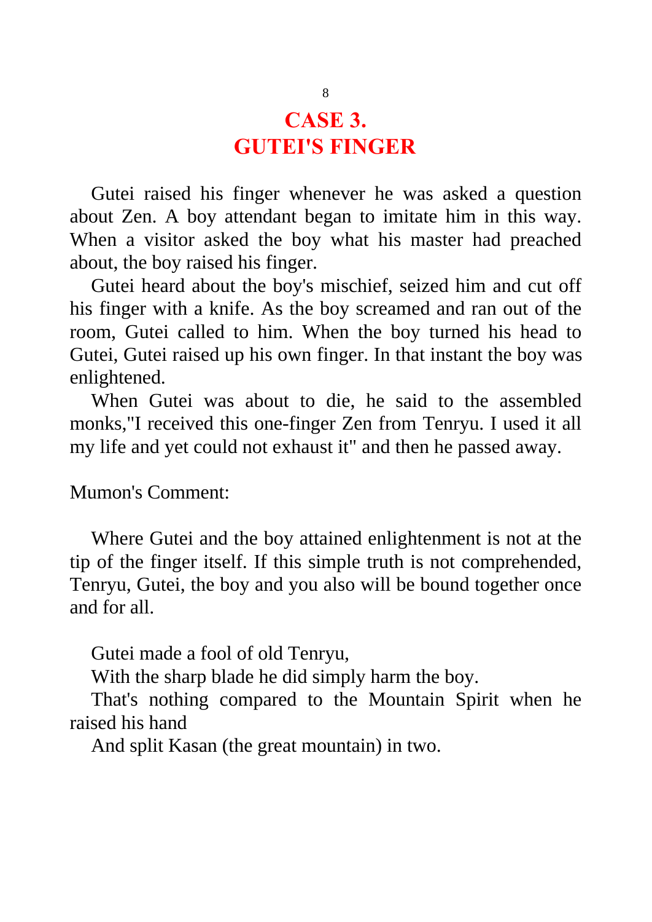# CASE 3.
# GUTEI'S FINGER

Gutei raised his finger whenever he was asked a question about Zen. A boy attendant began to imitate him in this way. When a visitor asked the boy what his master had preached about, the boy raised his finger.

Gutei heard about the boy's mischief, seized him and cut off his finger with a knife. As the boy screamed and ran out of the room, Gutei called to him. When the boy turned his head to Gutei, Gutei raised up his own finger. In that instant the boy was enlightened.

When Gutei was about to die, he said to the assembled monks,"I received this one-finger Zen from Tenryu. I used it all my life and yet could not exhaust it" and then he passed away.

Mumon's Comment:

Where Gutei and the boy attained enlightenment is not at the tip of the finger itself. If this simple truth is not comprehended, Tenryu, Gutei, the boy and you also will be bound together once and for all.

Gutei made a fool of old Tenryu,
With the sharp blade he did simply harm the boy.
That's nothing compared to the Mountain Spirit when he raised his hand
And split Kasan (the great mountain) in two.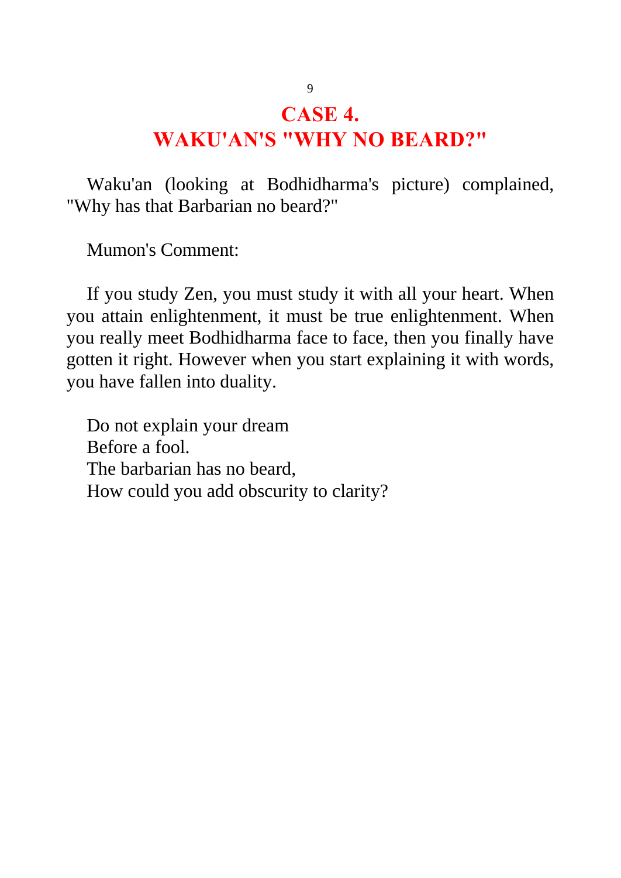# CASE 4.
# WAKU'AN'S "WHY NO BEARD?"

Waku'an (looking at Bodhidharma's picture) complained, "Why has that Barbarian no beard?"

Mumon's Comment:

If you study Zen, you must study it with all your heart. When you attain enlightenment, it must be true enlightenment. When you really meet Bodhidharma face to face, then you finally have gotten it right. However when you start explaining it with words, you have fallen into duality.

Do not explain your dream  
Before a fool.  
The barbarian has no beard,  
How could you add obscurity to clarity?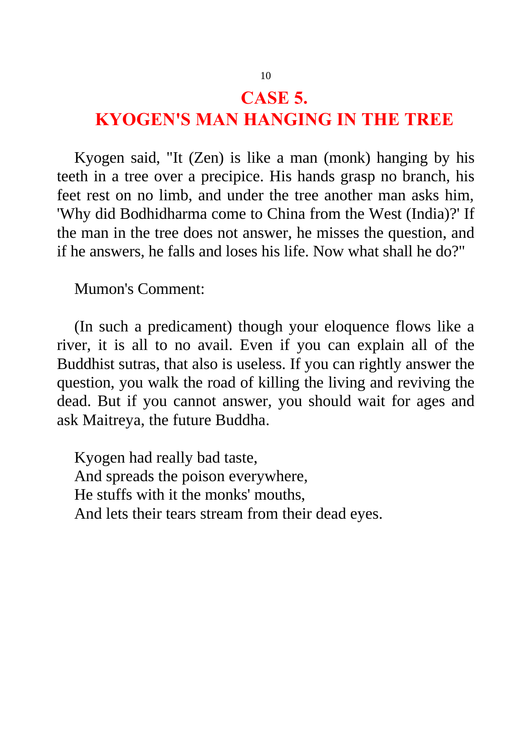# CASE 5.
# KYOGEN'S MAN HANGING IN THE TREE

Kyogen said, "It (Zen) is like a man (monk) hanging by his teeth in a tree over a precipice. His hands grasp no branch, his feet rest on no limb, and under the tree another man asks him, 'Why did Bodhidharma come to China from the West (India)?' If the man in the tree does not answer, he misses the question, and if he answers, he falls and loses his life. Now what shall he do?"

Mumon's Comment:

(In such a predicament) though your eloquence flows like a river, it is all to no avail. Even if you can explain all of the Buddhist sutras, that also is useless. If you can rightly answer the question, you walk the road of killing the living and reviving the dead. But if you cannot answer, you should wait for ages and ask Maitreya, the future Buddha.

Kyogen had really bad taste,  
And spreads the poison everywhere,  
He stuffs with it the monks' mouths,  
And lets their tears stream from their dead eyes.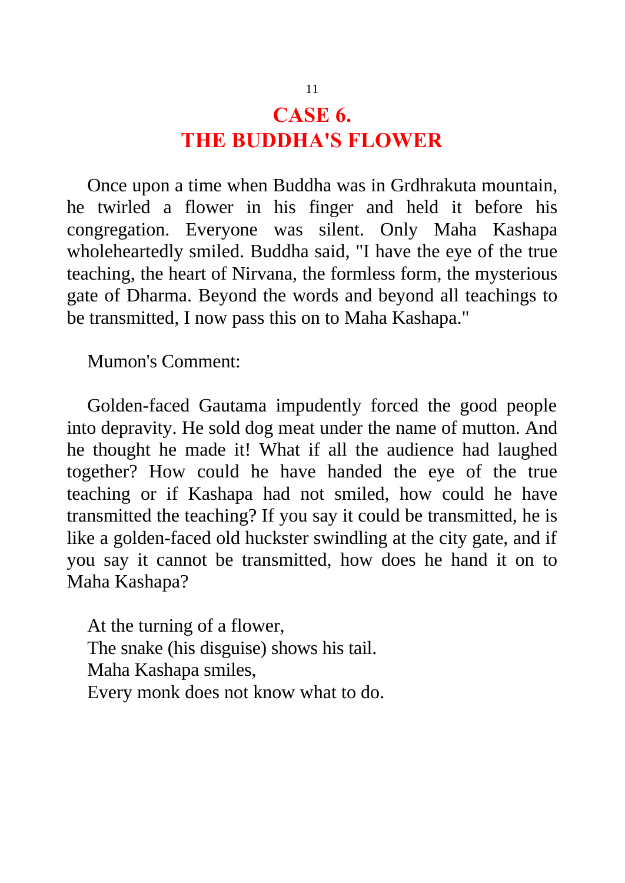# CASE 6. THE BUDDHA'S FLOWER

Once upon a time when Buddha was in Grdhrakuta mountain, he twirled a flower in his finger and held it before his congregation. Everyone was silent. Only Maha Kashapa wholeheartedly smiled. Buddha said, "I have the eye of the true teaching, the heart of Nirvana, the formless form, the mysterious gate of Dharma. Beyond the words and beyond all teachings to be transmitted, I now pass this on to Maha Kashapa."

Mumon's Comment:

Golden-faced Gautama impudently forced the good people into depravity. He sold dog meat under the name of mutton. And he thought he made it! What if all the audience had laughed together? How could he have handed the eye of the true teaching or if Kashapa had not smiled, how could he have transmitted the teaching? If you say it could be transmitted, he is like a golden-faced old huckster swindling at the city gate, and if you say it cannot be transmitted, how does he hand it on to Maha Kashapa?

At the turning of a flower,
The snake (his disguise) shows his tail.
Maha Kashapa smiles,
Every monk does not know what to do.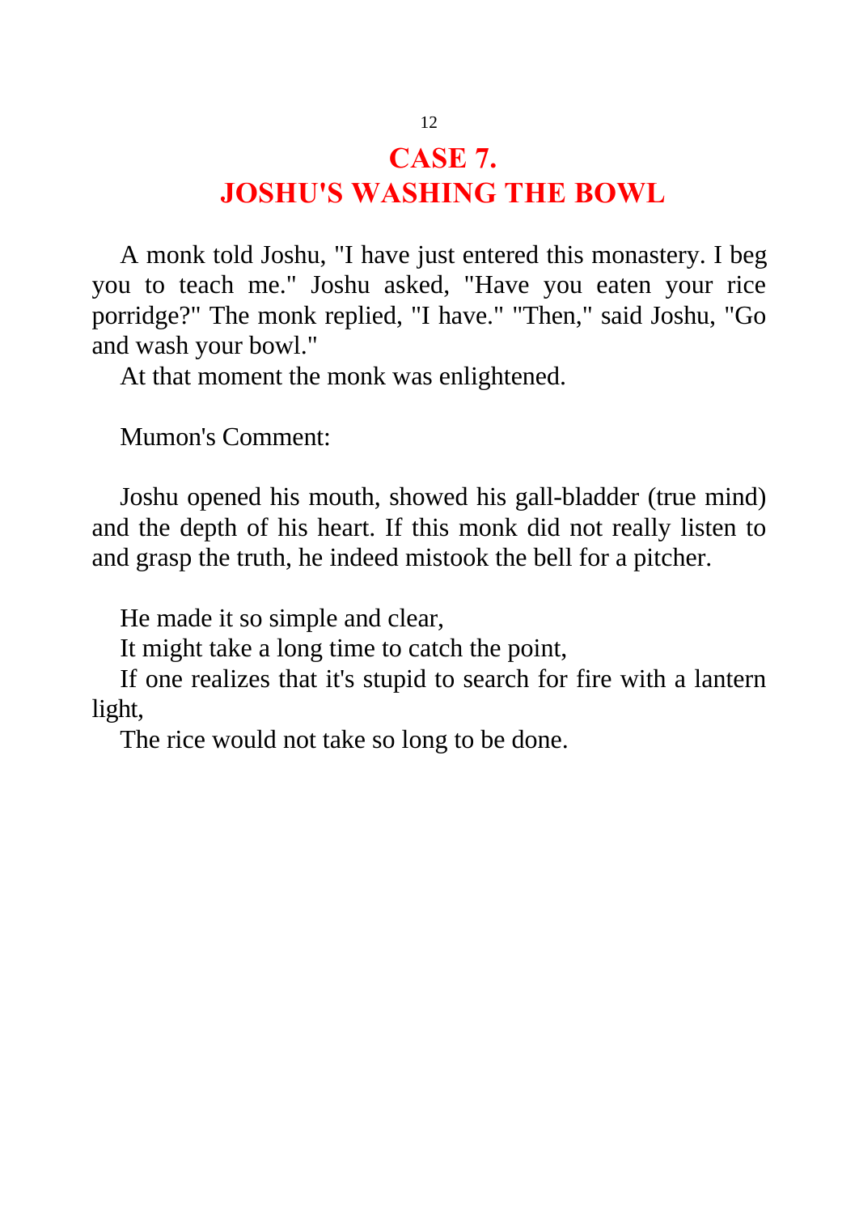## CASE 7.
## JOSHU'S WASHING THE BOWL

A monk told Joshu, "I have just entered this monastery. I beg you to teach me." Joshu asked, "Have you eaten your rice porridge?" The monk replied, "I have." "Then," said Joshu, "Go and wash your bowl."

At that moment the monk was enlightened.

Mumon's Comment:

Joshu opened his mouth, showed his gall-bladder (true mind) and the depth of his heart. If this monk did not really listen to and grasp the truth, he indeed mistook the bell for a pitcher.

He made it so simple and clear,  
It might take a long time to catch the point,  
If one realizes that it's stupid to search for fire with a lantern light,  
The rice would not take so long to be done.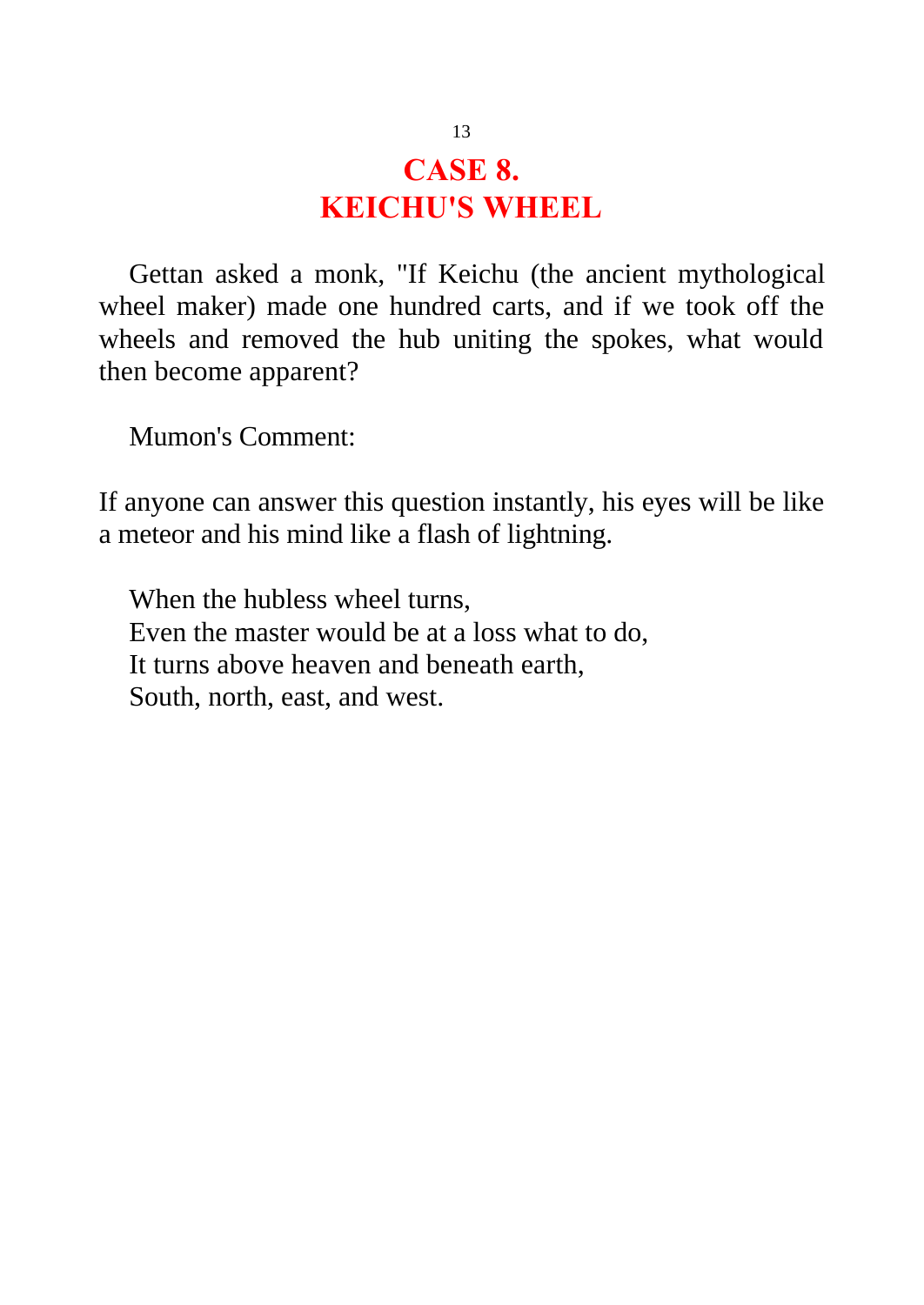# CASE 8. KEICHU'S WHEEL

Gettan asked a monk, "If Keichu (the ancient mythological wheel maker) made one hundred carts, and if we took off the wheels and removed the hub uniting the spokes, what would then become apparent?

Mumon's Comment:

If anyone can answer this question instantly, his eyes will be like a meteor and his mind like a flash of lightning.

When the hubless wheel turns,  
Even the master would be at a loss what to do,  
It turns above heaven and beneath earth,  
South, north, east, and west.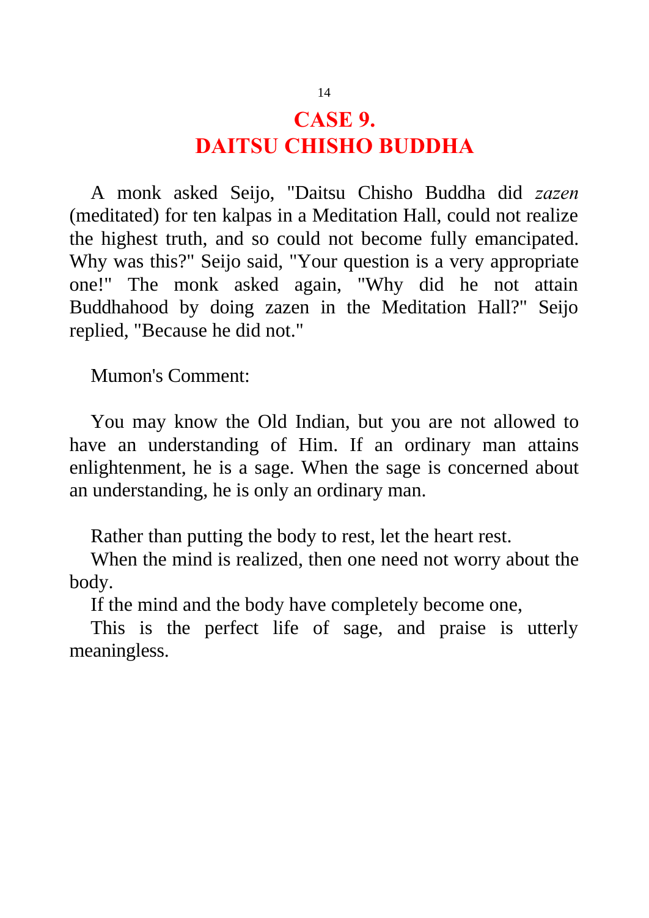# CASE 9.
# DAITSU CHISHO BUDDHA

A monk asked Seijo, "Daitsu Chisho Buddha did *zazen* (meditated) for ten kalpas in a Meditation Hall, could not realize the highest truth, and so could not become fully emancipated. Why was this?" Seijo said, "Your question is a very appropriate one!" The monk asked again, "Why did he not attain Buddhahood by doing zazen in the Meditation Hall?" Seijo replied, "Because he did not."

Mumon's Comment:

You may know the Old Indian, but you are not allowed to have an understanding of Him. If an ordinary man attains enlightenment, he is a sage. When the sage is concerned about an understanding, he is only an ordinary man.

Rather than putting the body to rest, let the heart rest.
When the mind is realized, then one need not worry about the body.
If the mind and the body have completely become one,
This is the perfect life of sage, and praise is utterly meaningless.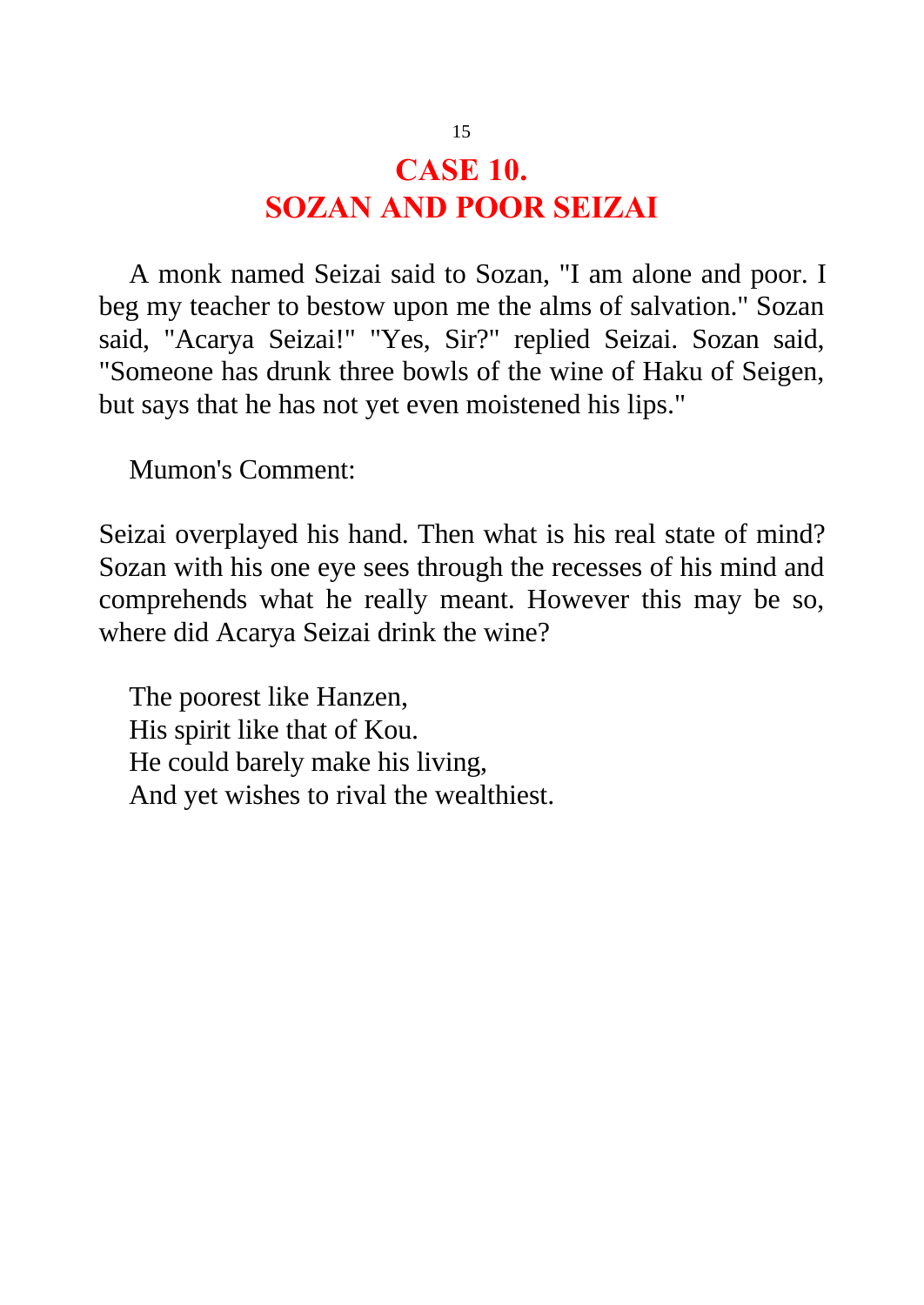# CASE 10.
# SOZAN AND POOR SEIZAI

A monk named Seizai said to Sozan, "I am alone and poor. I beg my teacher to bestow upon me the alms of salvation." Sozan said, "Acarya Seizai!" "Yes, Sir?" replied Seizai. Sozan said, "Someone has drunk three bowls of the wine of Haku of Seigen, but says that he has not yet even moistened his lips."

Mumon's Comment:

Seizai overplayed his hand. Then what is his real state of mind? Sozan with his one eye sees through the recesses of his mind and comprehends what he really meant. However this may be so, where did Acarya Seizai drink the wine?

The poorest like Hanzen,  
His spirit like that of Kou.  
He could barely make his living,  
And yet wishes to rival the wealthiest.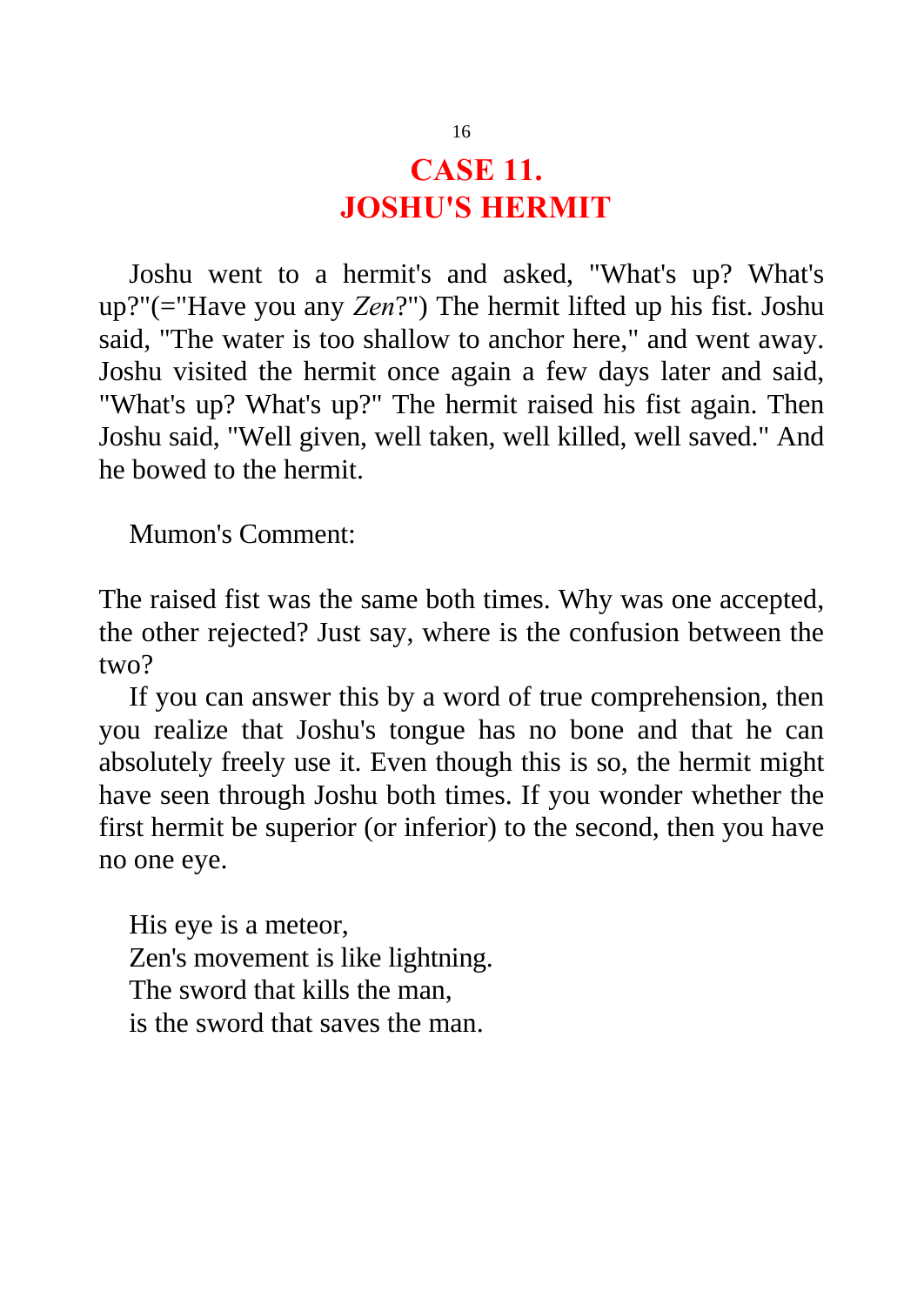# CASE 11.
# JOSHU'S HERMIT

Joshu went to a hermit's and asked, "What's up? What's up?"(="Have you any *Zen*?") The hermit lifted up his fist. Joshu said, "The water is too shallow to anchor here," and went away. Joshu visited the hermit once again a few days later and said, "What's up? What's up?" The hermit raised his fist again. Then Joshu said, "Well given, well taken, well killed, well saved." And he bowed to the hermit.

Mumon's Comment:

The raised fist was the same both times. Why was one accepted, the other rejected? Just say, where is the confusion between the two?

If you can answer this by a word of true comprehension, then you realize that Joshu's tongue has no bone and that he can absolutely freely use it. Even though this is so, the hermit might have seen through Joshu both times. If you wonder whether the first hermit be superior (or inferior) to the second, then you have no one eye.

His eye is a meteor,  
Zen's movement is like lightning.  
The sword that kills the man,  
is the sword that saves the man.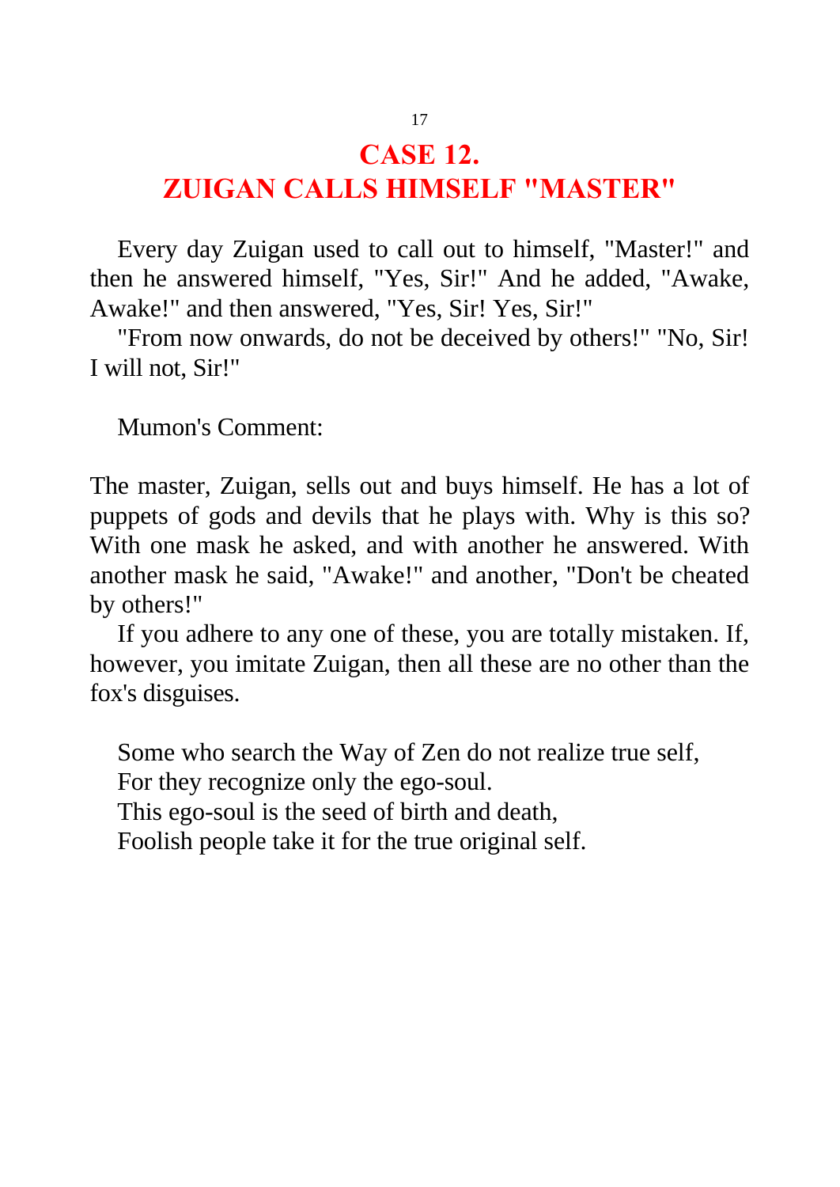# CASE 12.
# ZUIGAN CALLS HIMSELF "MASTER"

Every day Zuigan used to call out to himself, "Master!" and then he answered himself, "Yes, Sir!" And he added, "Awake, Awake!" and then answered, "Yes, Sir! Yes, Sir!"

"From now onwards, do not be deceived by others!" "No, Sir! I will not, Sir!"

Mumon's Comment:

The master, Zuigan, sells out and buys himself. He has a lot of puppets of gods and devils that he plays with. Why is this so? With one mask he asked, and with another he answered. With another mask he said, "Awake!" and another, "Don't be cheated by others!"

If you adhere to any one of these, you are totally mistaken. If, however, you imitate Zuigan, then all these are no other than the fox's disguises.

Some who search the Way of Zen do not realize true self,  
For they recognize only the ego-soul.  
This ego-soul is the seed of birth and death,  
Foolish people take it for the true original self.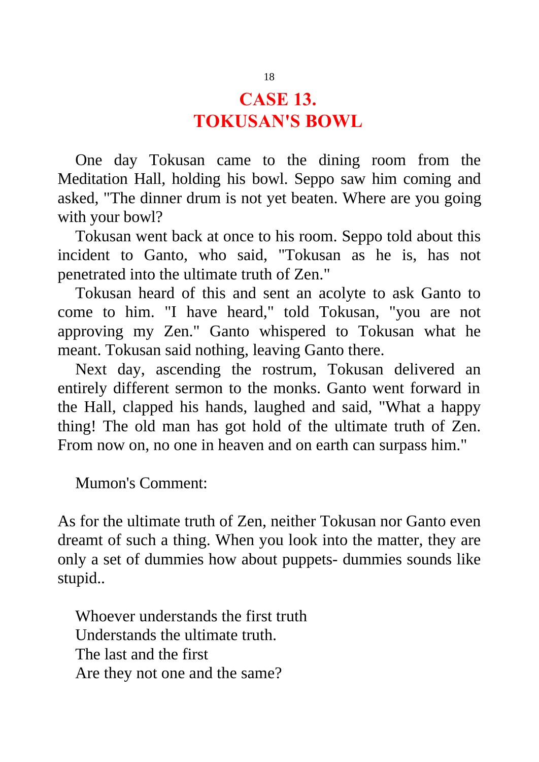# CASE 13.
# TOKUSAN'S BOWL

One day Tokusan came to the dining room from the Meditation Hall, holding his bowl. Seppo saw him coming and asked, "The dinner drum is not yet beaten. Where are you going with your bowl?

Tokusan went back at once to his room. Seppo told about this incident to Ganto, who said, "Tokusan as he is, has not penetrated into the ultimate truth of Zen."

Tokusan heard of this and sent an acolyte to ask Ganto to come to him. "I have heard," told Tokusan, "you are not approving my Zen." Ganto whispered to Tokusan what he meant. Tokusan said nothing, leaving Ganto there.

Next day, ascending the rostrum, Tokusan delivered an entirely different sermon to the monks. Ganto went forward in the Hall, clapped his hands, laughed and said, "What a happy thing! The old man has got hold of the ultimate truth of Zen. From now on, no one in heaven and on earth can surpass him."

Mumon's Comment:

As for the ultimate truth of Zen, neither Tokusan nor Ganto even dreamt of such a thing. When you look into the matter, they are only a set of dummies how about puppets- dummies sounds like stupid..

Whoever understands the first truth  
Understands the ultimate truth.  
The last and the first  
Are they not one and the same?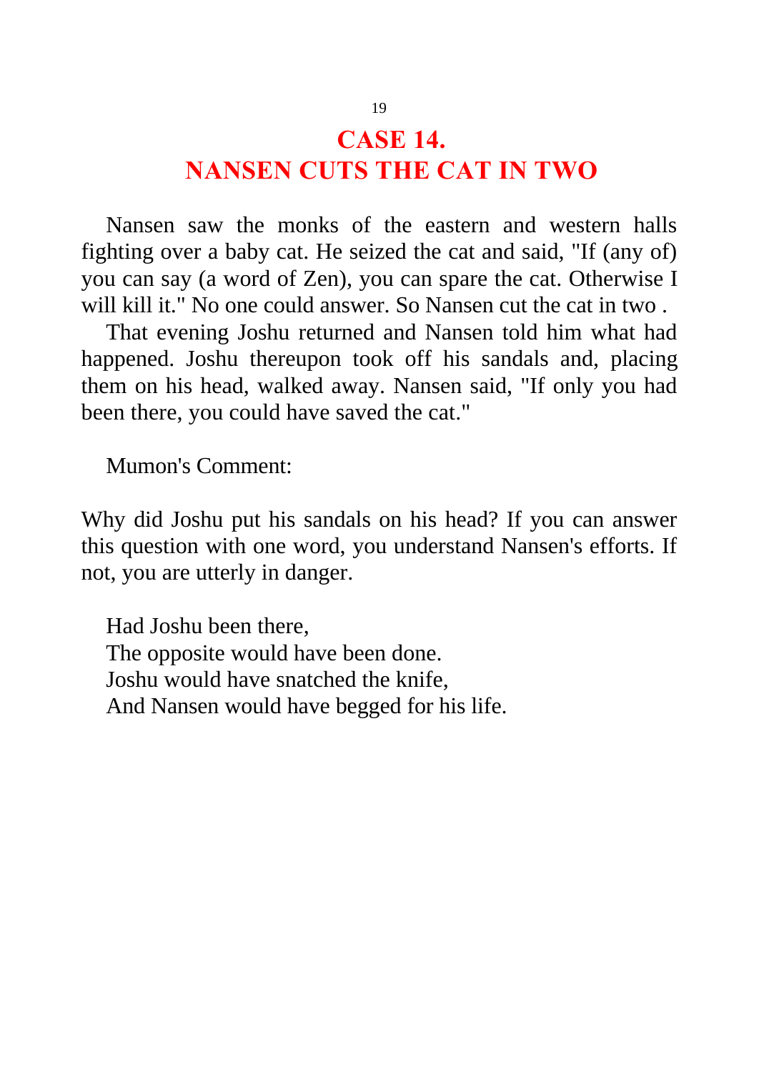# CASE 14.
# NANSEN CUTS THE CAT IN TWO

Nansen saw the monks of the eastern and western halls fighting over a baby cat. He seized the cat and said, "If (any of) you can say (a word of Zen), you can spare the cat. Otherwise I will kill it." No one could answer. So Nansen cut the cat in two .

That evening Joshu returned and Nansen told him what had happened. Joshu thereupon took off his sandals and, placing them on his head, walked away. Nansen said, "If only you had been there, you could have saved the cat."

Mumon's Comment:

Why did Joshu put his sandals on his head? If you can answer this question with one word, you understand Nansen's efforts. If not, you are utterly in danger.

Had Joshu been there,  
The opposite would have been done.  
Joshu would have snatched the knife,  
And Nansen would have begged for his life.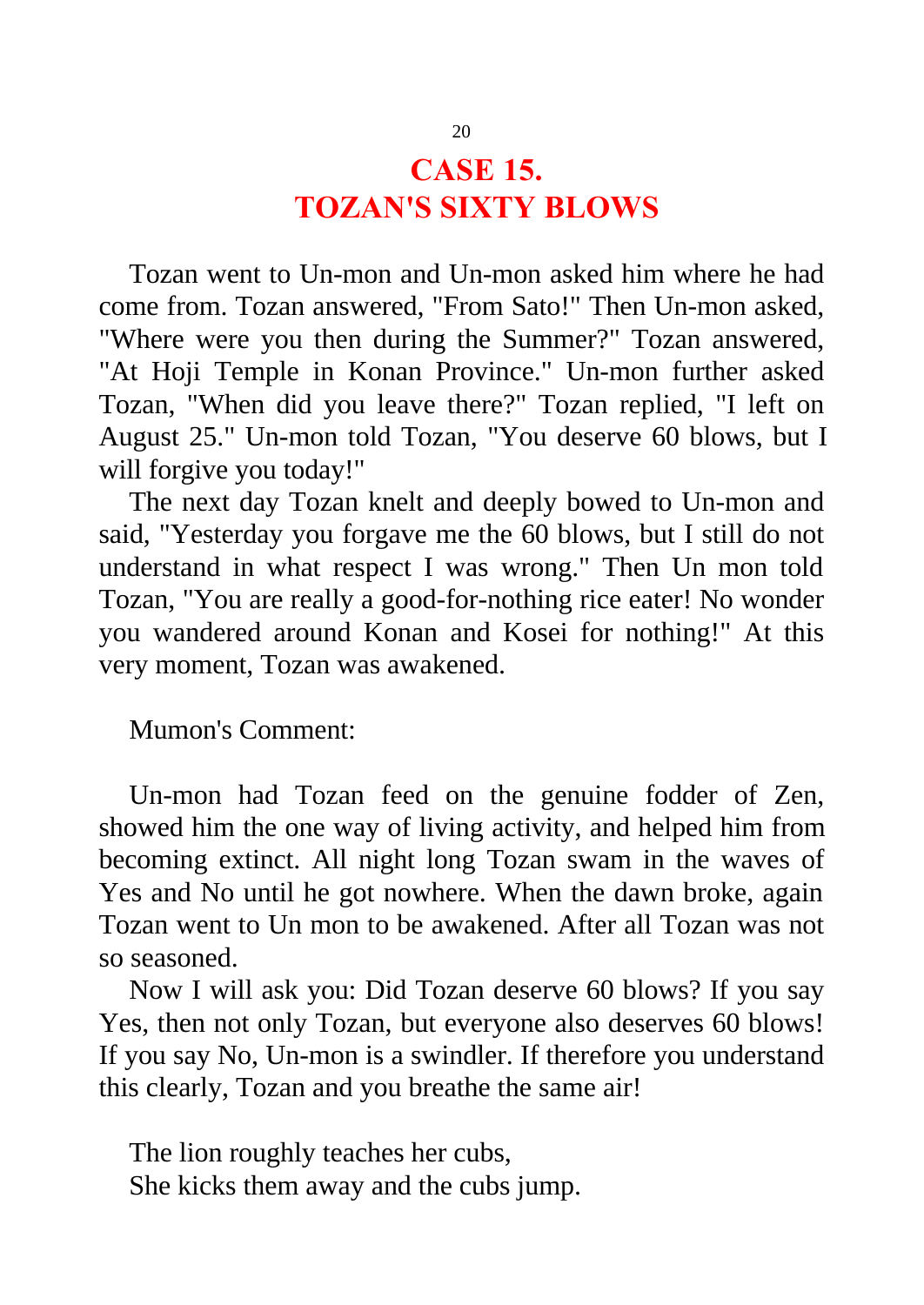# CASE 15.
# TOZAN'S SIXTY BLOWS

Tozan went to Un-mon and Un-mon asked him where he had come from. Tozan answered, "From Sato!" Then Un-mon asked, "Where were you then during the Summer?" Tozan answered, "At Hoji Temple in Konan Province." Un-mon further asked Tozan, "When did you leave there?" Tozan replied, "I left on August 25." Un-mon told Tozan, "You deserve 60 blows, but I will forgive you today!"

The next day Tozan knelt and deeply bowed to Un-mon and said, "Yesterday you forgave me the 60 blows, but I still do not understand in what respect I was wrong." Then Un mon told Tozan, "You are really a good-for-nothing rice eater! No wonder you wandered around Konan and Kosei for nothing!" At this very moment, Tozan was awakened.

Mumon's Comment:

Un-mon had Tozan feed on the genuine fodder of Zen, showed him the one way of living activity, and helped him from becoming extinct. All night long Tozan swam in the waves of Yes and No until he got nowhere. When the dawn broke, again Tozan went to Un mon to be awakened. After all Tozan was not so seasoned.

Now I will ask you: Did Tozan deserve 60 blows? If you say Yes, then not only Tozan, but everyone also deserves 60 blows! If you say No, Un-mon is a swindler. If therefore you understand this clearly, Tozan and you breathe the same air!

The lion roughly teaches her cubs,
She kicks them away and the cubs jump.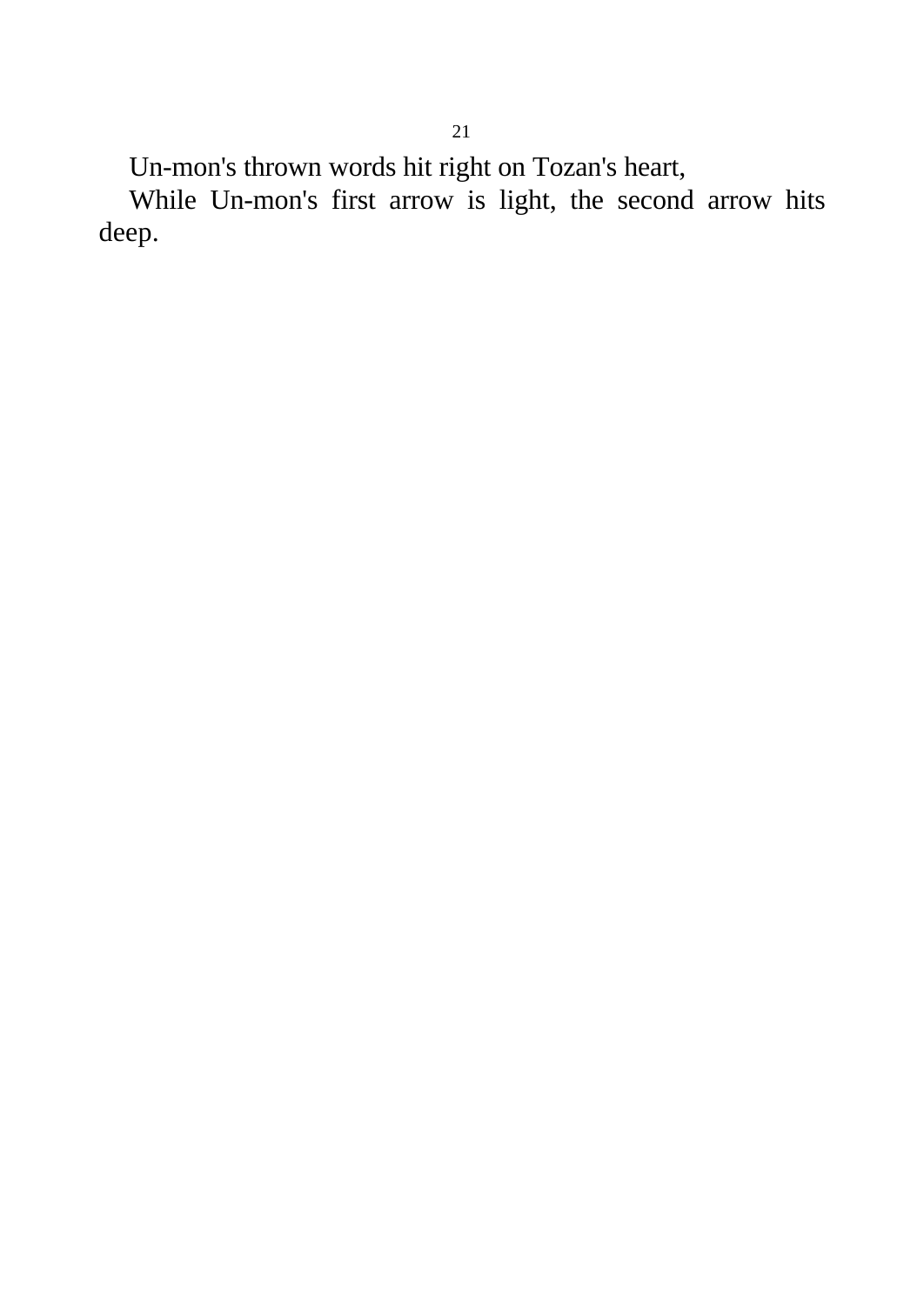Un-mon's thrown words hit right on Tozan's heart,

While Un-mon's first arrow is light, the second arrow hits deep.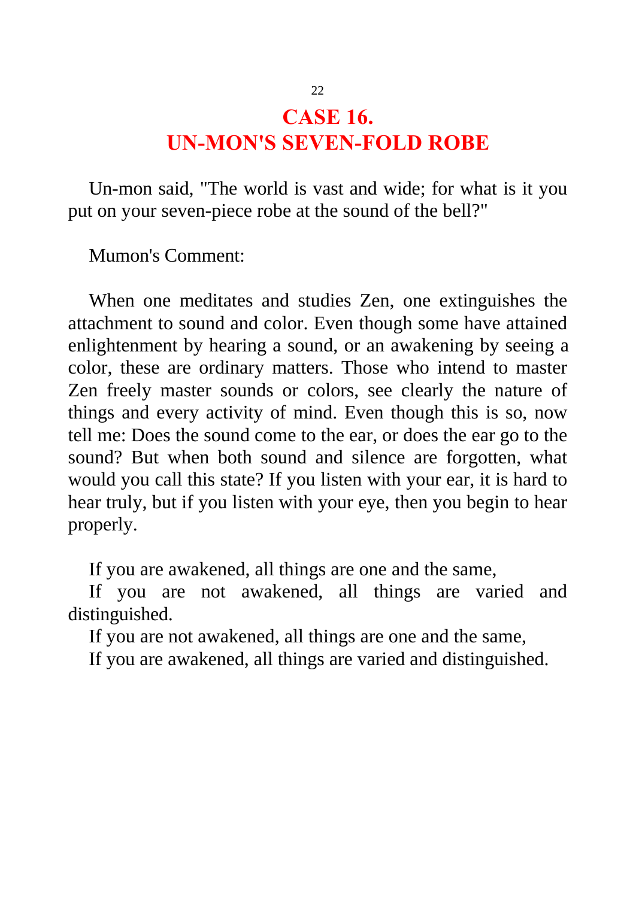# CASE 16.
# UN-MON'S SEVEN-FOLD ROBE

Un-mon said, "The world is vast and wide; for what is it you put on your seven-piece robe at the sound of the bell?"

Mumon's Comment:

When one meditates and studies Zen, one extinguishes the attachment to sound and color. Even though some have attained enlightenment by hearing a sound, or an awakening by seeing a color, these are ordinary matters. Those who intend to master Zen freely master sounds or colors, see clearly the nature of things and every activity of mind. Even though this is so, now tell me: Does the sound come to the ear, or does the ear go to the sound? But when both sound and silence are forgotten, what would you call this state? If you listen with your ear, it is hard to hear truly, but if you listen with your eye, then you begin to hear properly.

If you are awakened, all things are one and the same,  
If you are not awakened, all things are varied and distinguished.  
If you are not awakened, all things are one and the same,  
If you are awakened, all things are varied and distinguished.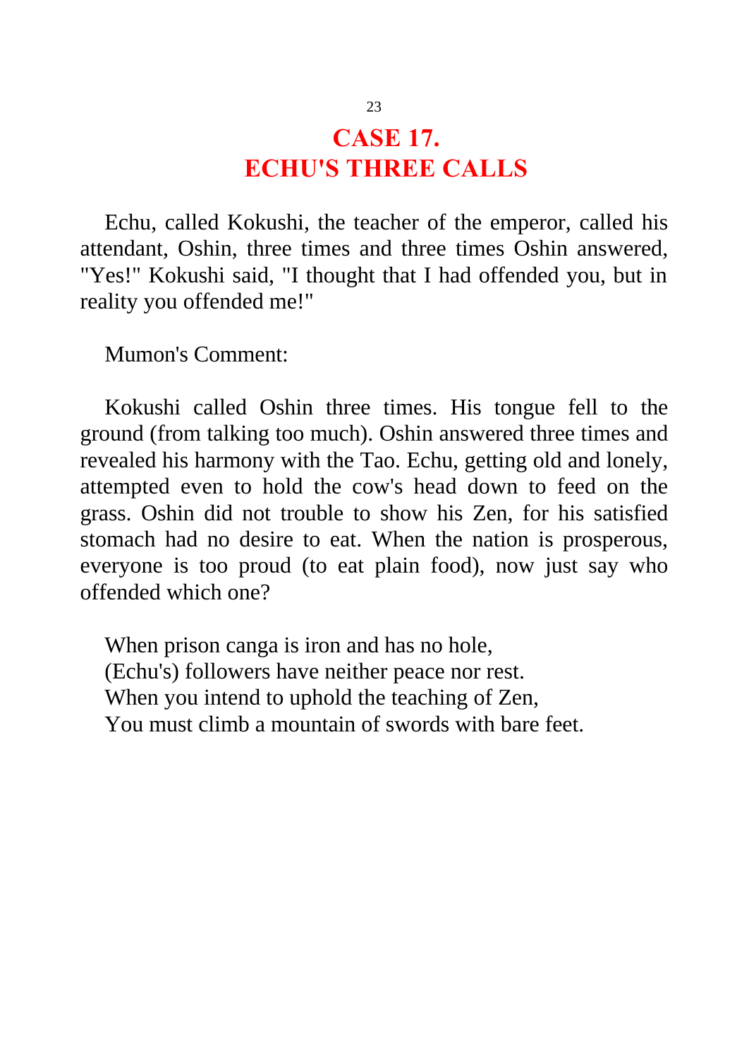# CASE 17.
# ECHU'S THREE CALLS

Echu, called Kokushi, the teacher of the emperor, called his attendant, Oshin, three times and three times Oshin answered, "Yes!" Kokushi said, "I thought that I had offended you, but in reality you offended me!"

Mumon's Comment:

Kokushi called Oshin three times. His tongue fell to the ground (from talking too much). Oshin answered three times and revealed his harmony with the Tao. Echu, getting old and lonely, attempted even to hold the cow's head down to feed on the grass. Oshin did not trouble to show his Zen, for his satisfied stomach had no desire to eat. When the nation is prosperous, everyone is too proud (to eat plain food), now just say who offended which one?

When prison canga is iron and has no hole,  
(Echu's) followers have neither peace nor rest.  
When you intend to uphold the teaching of Zen,  
You must climb a mountain of swords with bare feet.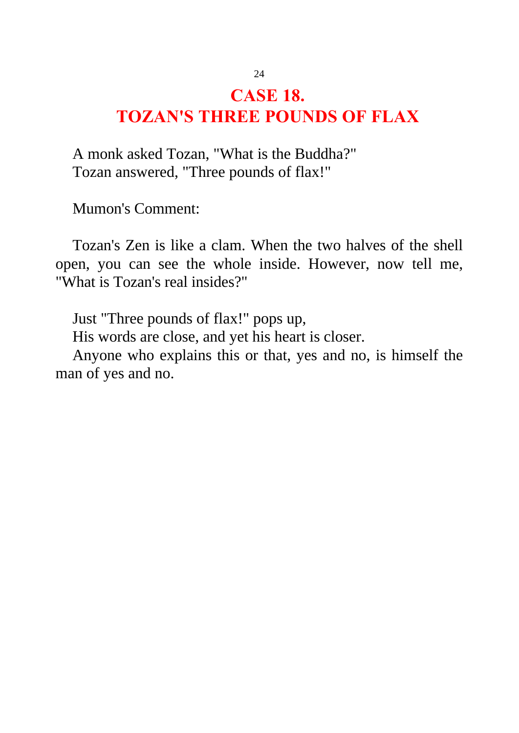# CASE 18.
# TOZAN'S THREE POUNDS OF FLAX

A monk asked Tozan, "What is the Buddha?"
Tozan answered, "Three pounds of flax!"

Mumon's Comment:

Tozan's Zen is like a clam. When the two halves of the shell open, you can see the whole inside. However, now tell me, "What is Tozan's real insides?"

Just "Three pounds of flax!" pops up,
His words are close, and yet his heart is closer.
Anyone who explains this or that, yes and no, is himself the man of yes and no.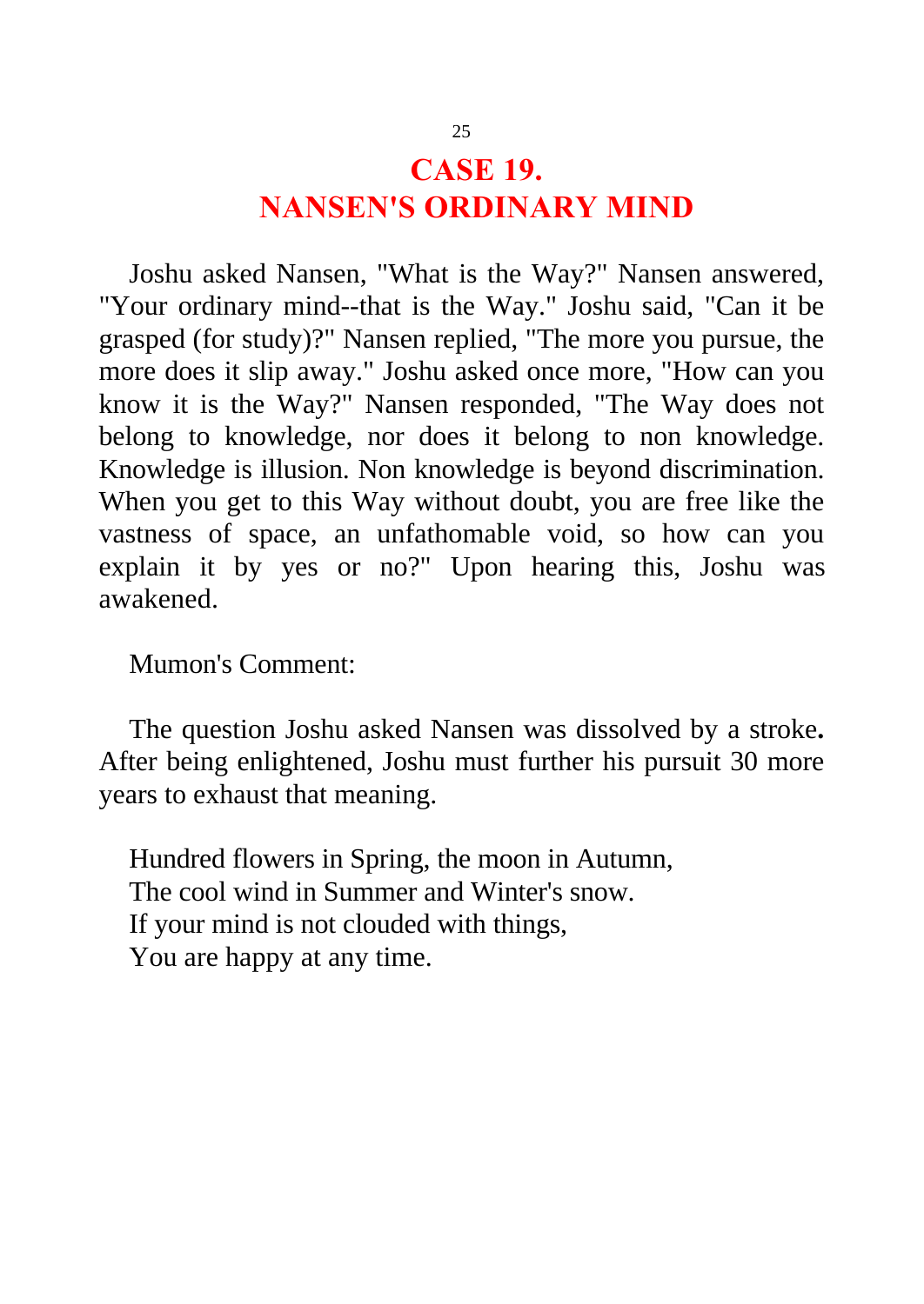# CASE 19.
# NANSEN'S ORDINARY MIND

Joshu asked Nansen, "What is the Way?" Nansen answered, "Your ordinary mind--that is the Way." Joshu said, "Can it be grasped (for study)?" Nansen replied, "The more you pursue, the more does it slip away." Joshu asked once more, "How can you know it is the Way?" Nansen responded, "The Way does not belong to knowledge, nor does it belong to non knowledge. Knowledge is illusion. Non knowledge is beyond discrimination. When you get to this Way without doubt, you are free like the vastness of space, an unfathomable void, so how can you explain it by yes or no?" Upon hearing this, Joshu was awakened.

Mumon's Comment:

The question Joshu asked Nansen was dissolved by a stroke**.** After being enlightened, Joshu must further his pursuit 30 more years to exhaust that meaning.

Hundred flowers in Spring, the moon in Autumn,
The cool wind in Summer and Winter's snow.
If your mind is not clouded with things,
You are happy at any time.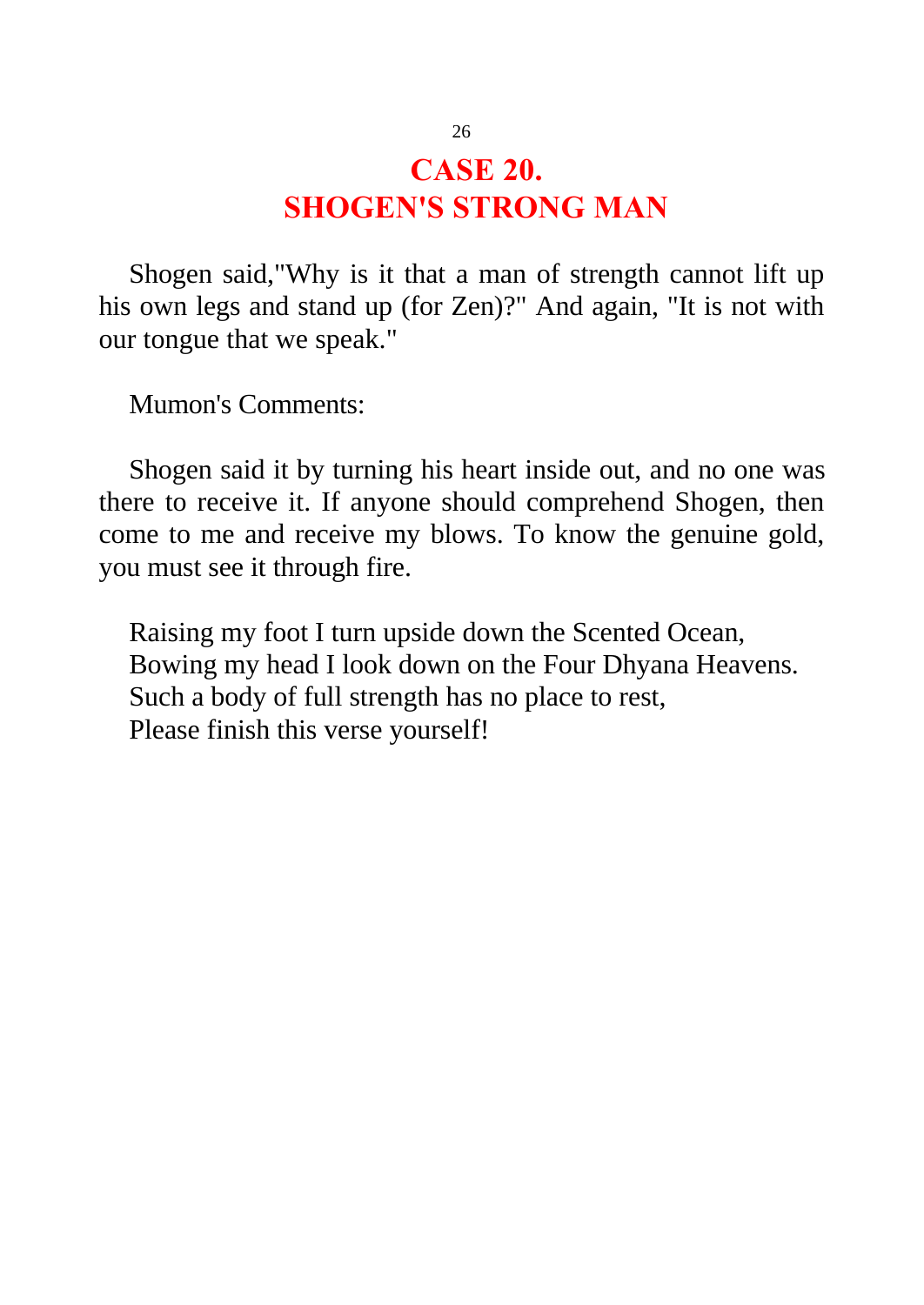# CASE 20.
# SHOGEN'S STRONG MAN

Shogen said,"Why is it that a man of strength cannot lift up his own legs and stand up (for Zen)?" And again, "It is not with our tongue that we speak."

Mumon's Comments:

Shogen said it by turning his heart inside out, and no one was there to receive it. If anyone should comprehend Shogen, then come to me and receive my blows. To know the genuine gold, you must see it through fire.

Raising my foot I turn upside down the Scented Ocean,  
Bowing my head I look down on the Four Dhyana Heavens.  
Such a body of full strength has no place to rest,  
Please finish this verse yourself!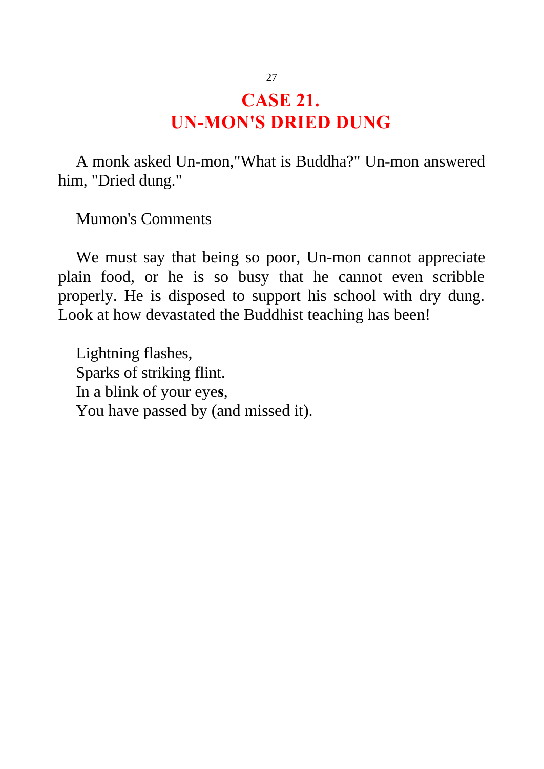# CASE 21.
# UN-MON'S DRIED DUNG

A monk asked Un-mon,"What is Buddha?" Un-mon answered him, "Dried dung."

Mumon's Comments

We must say that being so poor, Un-mon cannot appreciate plain food, or he is so busy that he cannot even scribble properly. He is disposed to support his school with dry dung. Look at how devastated the Buddhist teaching has been!

Lightning flashes,  
Sparks of striking flint.  
In a blink of your eye**s**,  
You have passed by (and missed it).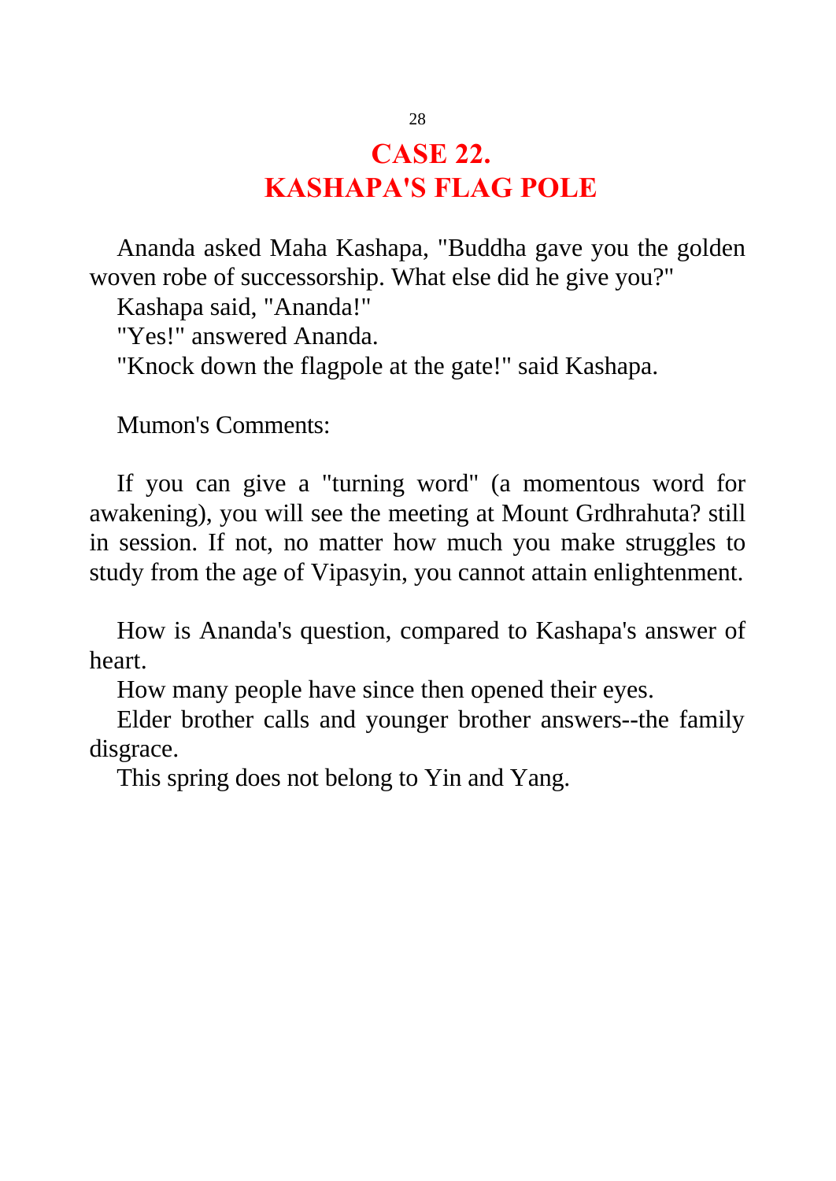# CASE 22.
# KASHAPA'S FLAG POLE

Ananda asked Maha Kashapa, "Buddha gave you the golden woven robe of successorship. What else did he give you?"

Kashapa said, "Ananda!"

"Yes!" answered Ananda.

"Knock down the flagpole at the gate!" said Kashapa.

Mumon's Comments:

If you can give a "turning word" (a momentous word for awakening), you will see the meeting at Mount Grdhrahuta? still in session. If not, no matter how much you make struggles to study from the age of Vipasyin, you cannot attain enlightenment.

How is Ananda's question, compared to Kashapa's answer of heart.

How many people have since then opened their eyes.

Elder brother calls and younger brother answers--the family disgrace.

This spring does not belong to Yin and Yang.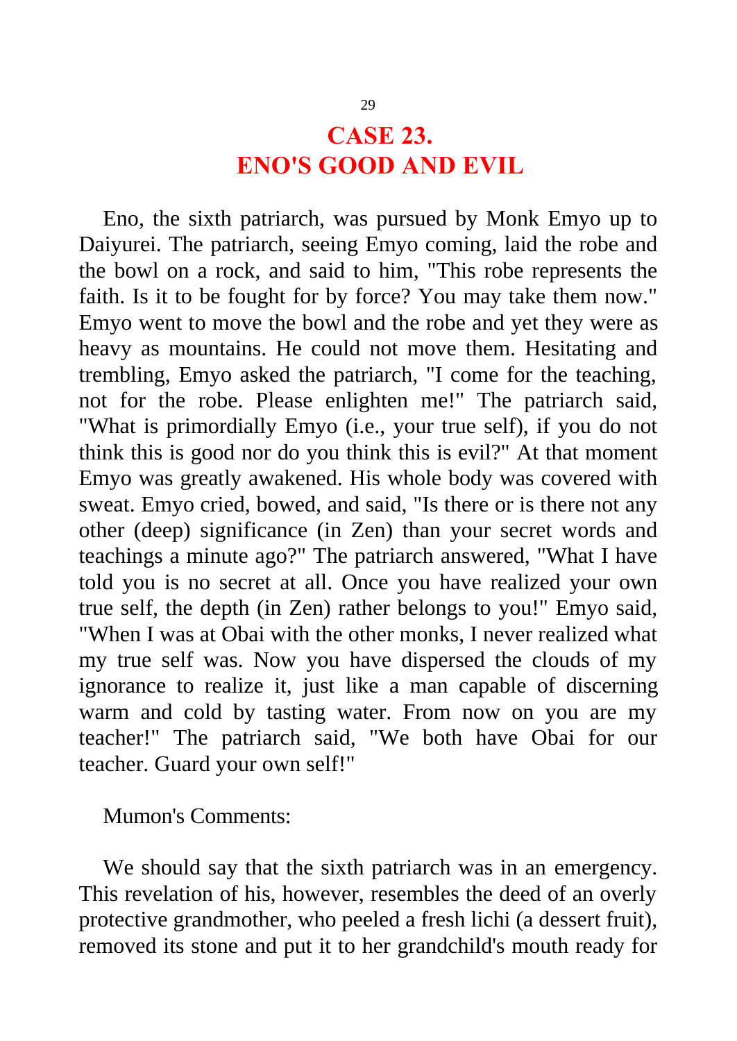# CASE 23.
# ENO'S GOOD AND EVIL

Eno, the sixth patriarch, was pursued by Monk Emyo up to Daiyurei. The patriarch, seeing Emyo coming, laid the robe and the bowl on a rock, and said to him, "This robe represents the faith. Is it to be fought for by force? You may take them now." Emyo went to move the bowl and the robe and yet they were as heavy as mountains. He could not move them. Hesitating and trembling, Emyo asked the patriarch, "I come for the teaching, not for the robe. Please enlighten me!" The patriarch said, "What is primordially Emyo (i.e., your true self), if you do not think this is good nor do you think this is evil?" At that moment Emyo was greatly awakened. His whole body was covered with sweat. Emyo cried, bowed, and said, "Is there or is there not any other (deep) significance (in Zen) than your secret words and teachings a minute ago?" The patriarch answered, "What I have told you is no secret at all. Once you have realized your own true self, the depth (in Zen) rather belongs to you!" Emyo said, "When I was at Obai with the other monks, I never realized what my true self was. Now you have dispersed the clouds of my ignorance to realize it, just like a man capable of discerning warm and cold by tasting water. From now on you are my teacher!" The patriarch said, "We both have Obai for our teacher. Guard your own self!"

Mumon's Comments:

We should say that the sixth patriarch was in an emergency. This revelation of his, however, resembles the deed of an overly protective grandmother, who peeled a fresh lichi (a dessert fruit), removed its stone and put it to her grandchild's mouth ready for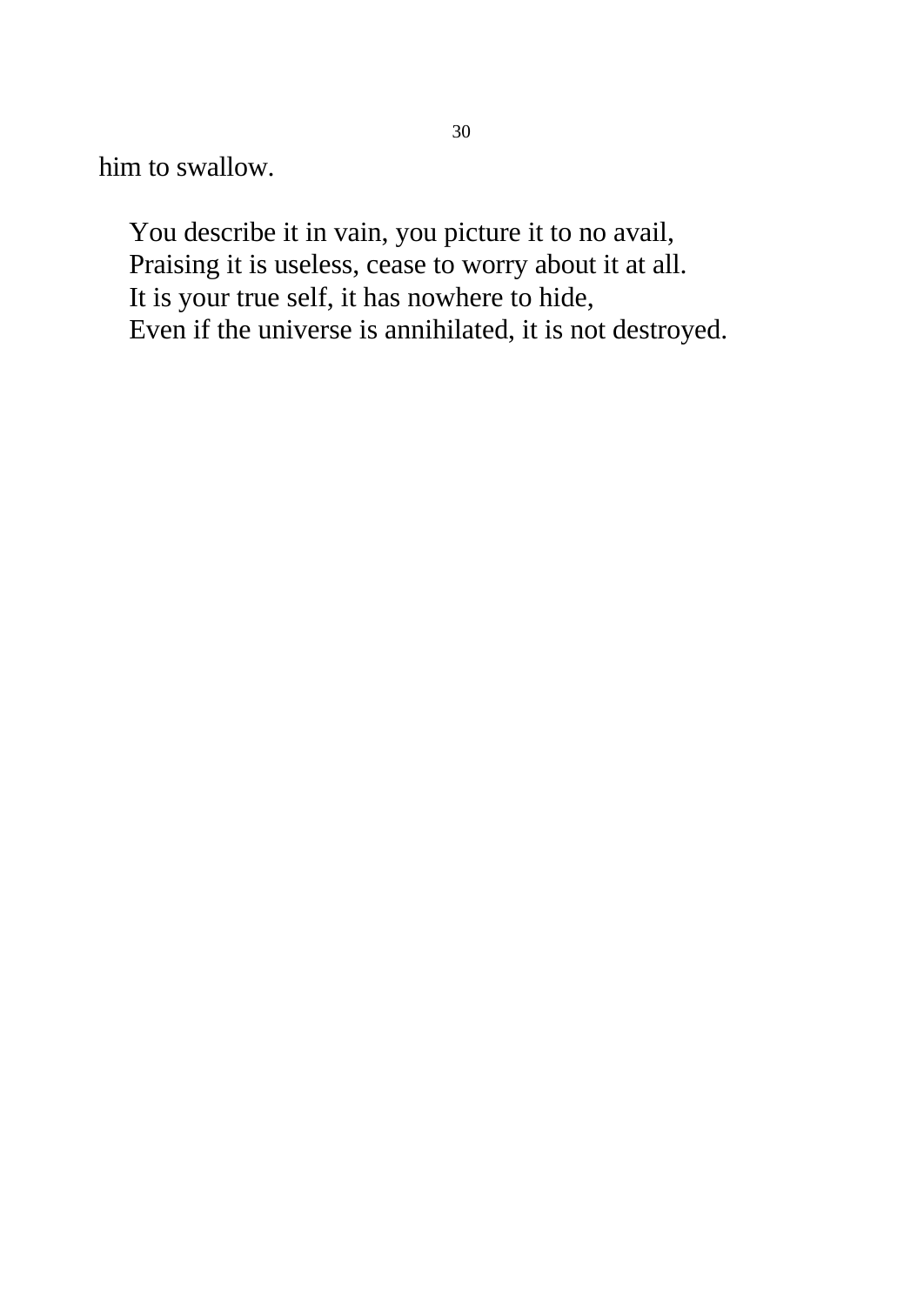him to swallow.

> You describe it in vain, you picture it to no avail,  
> Praising it is useless, cease to worry about it at all.  
> It is your true self, it has nowhere to hide,  
> Even if the universe is annihilated, it is not destroyed.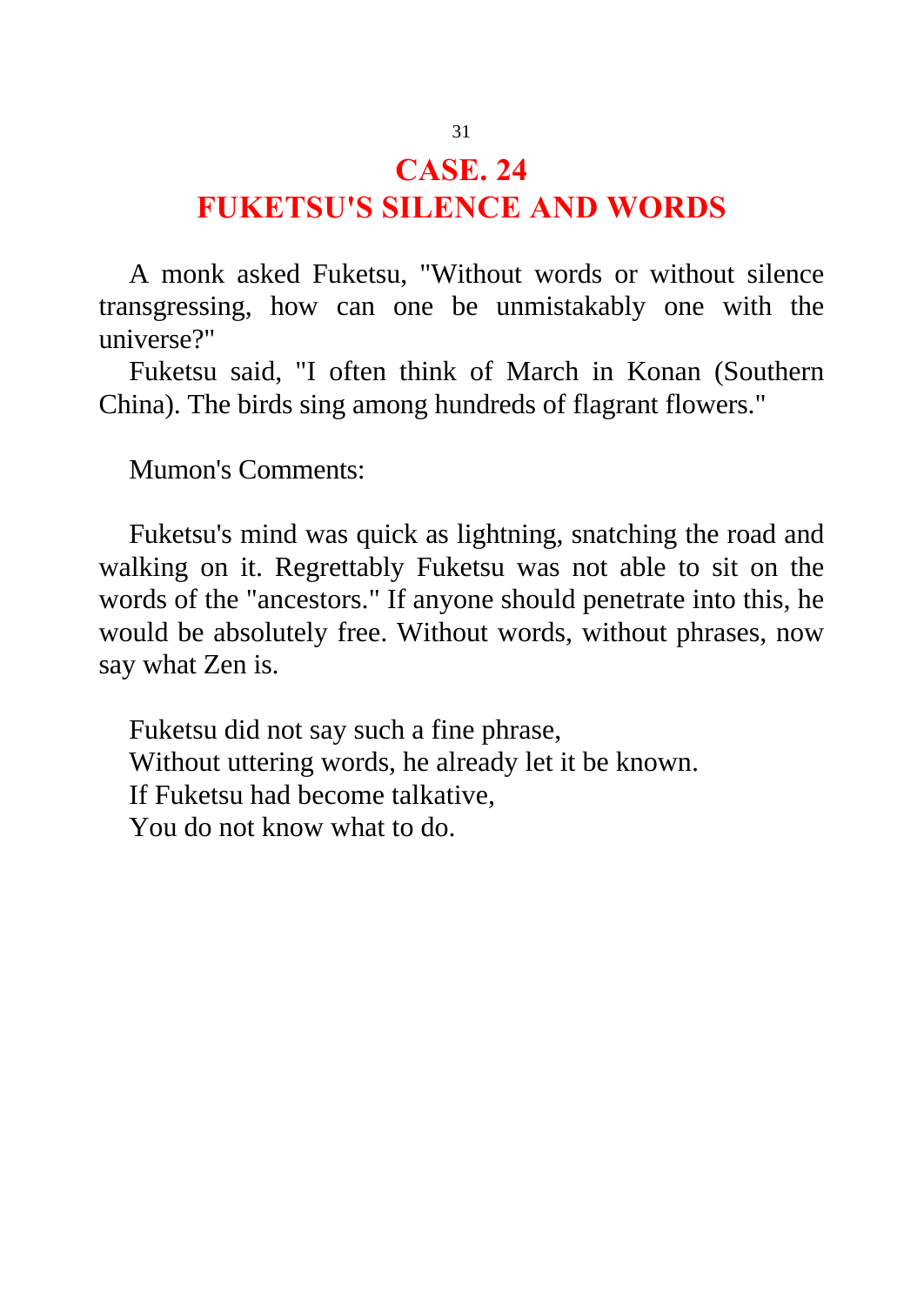# CASE. 24
# FUKETSU'S SILENCE AND WORDS

A monk asked Fuketsu, "Without words or without silence transgressing, how can one be unmistakably one with the universe?"

Fuketsu said, "I often think of March in Konan (Southern China). The birds sing among hundreds of flagrant flowers."

Mumon's Comments:

Fuketsu's mind was quick as lightning, snatching the road and walking on it. Regrettably Fuketsu was not able to sit on the words of the "ancestors." If anyone should penetrate into this, he would be absolutely free. Without words, without phrases, now say what Zen is.

Fuketsu did not say such a fine phrase,
Without uttering words, he already let it be known.
If Fuketsu had become talkative,
You do not know what to do.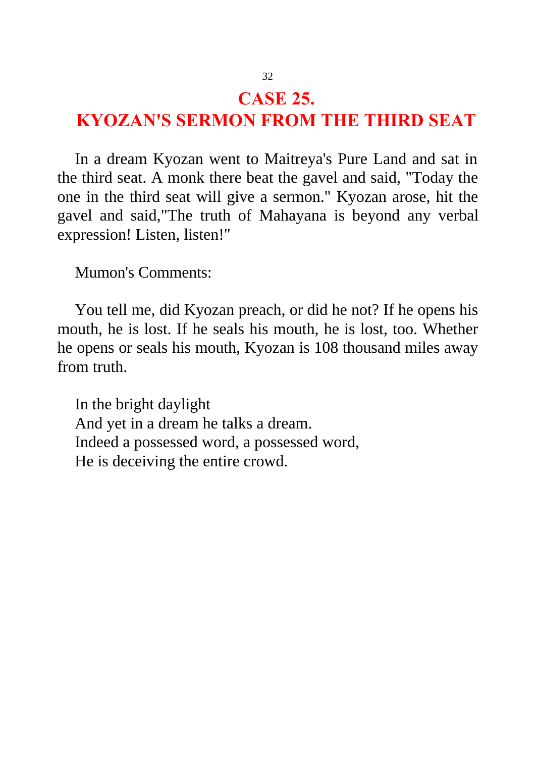# CASE 25.
# KYOZAN'S SERMON FROM THE THIRD SEAT

In a dream Kyozan went to Maitreya's Pure Land and sat in the third seat. A monk there beat the gavel and said, "Today the one in the third seat will give a sermon." Kyozan arose, hit the gavel and said,"The truth of Mahayana is beyond any verbal expression! Listen, listen!"

Mumon's Comments:

You tell me, did Kyozan preach, or did he not? If he opens his mouth, he is lost. If he seals his mouth, he is lost, too. Whether he opens or seals his mouth, Kyozan is 108 thousand miles away from truth.

In the bright daylight  
And yet in a dream he talks a dream.  
Indeed a possessed word, a possessed word,  
He is deceiving the entire crowd.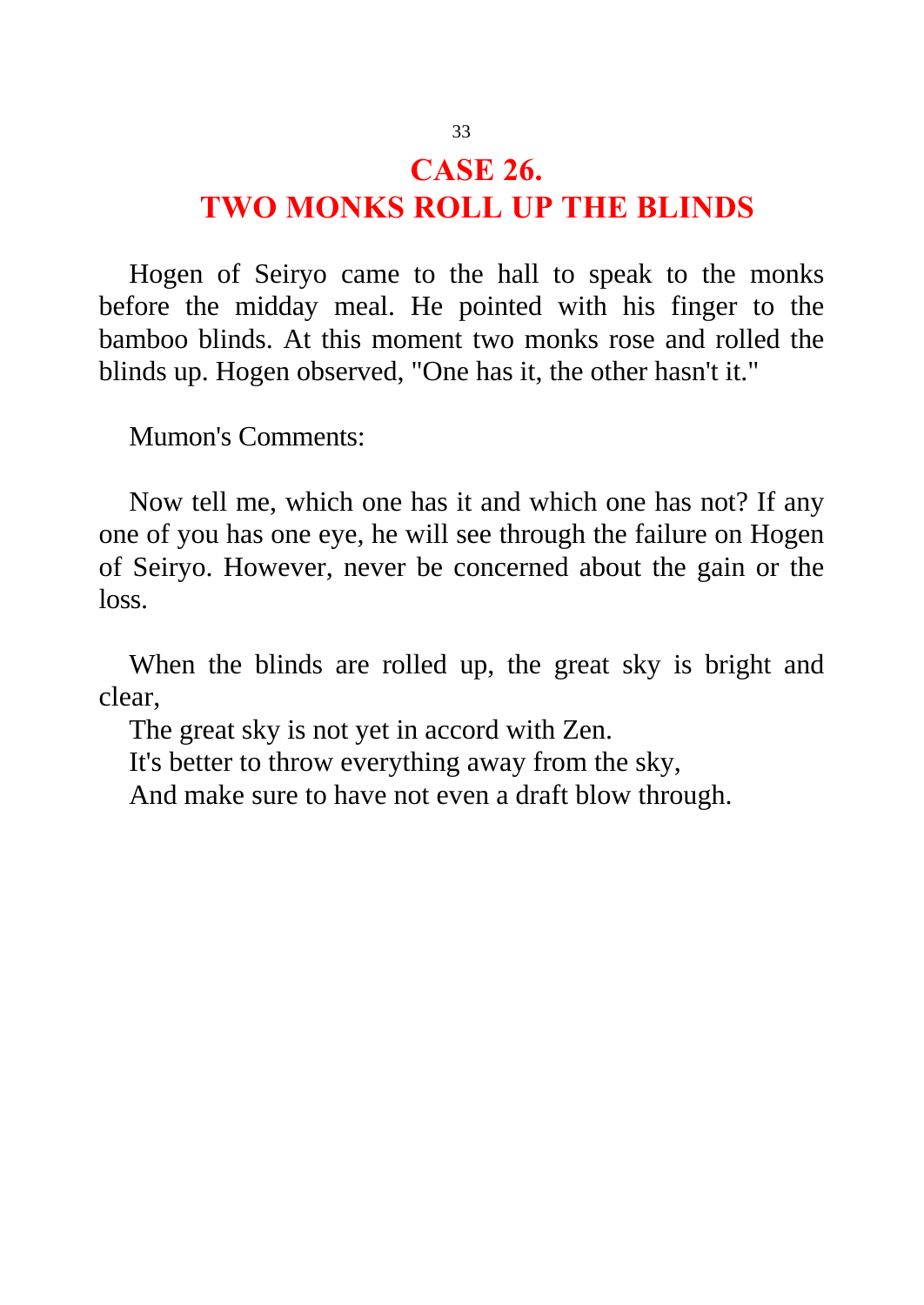# CASE 26.
# TWO MONKS ROLL UP THE BLINDS

Hogen of Seiryo came to the hall to speak to the monks before the midday meal. He pointed with his finger to the bamboo blinds. At this moment two monks rose and rolled the blinds up. Hogen observed, "One has it, the other hasn't it."

Mumon's Comments:

Now tell me, which one has it and which one has not? If any one of you has one eye, he will see through the failure on Hogen of Seiryo. However, never be concerned about the gain or the loss.

When the blinds are rolled up, the great sky is bright and clear,
The great sky is not yet in accord with Zen.
It's better to throw everything away from the sky,
And make sure to have not even a draft blow through.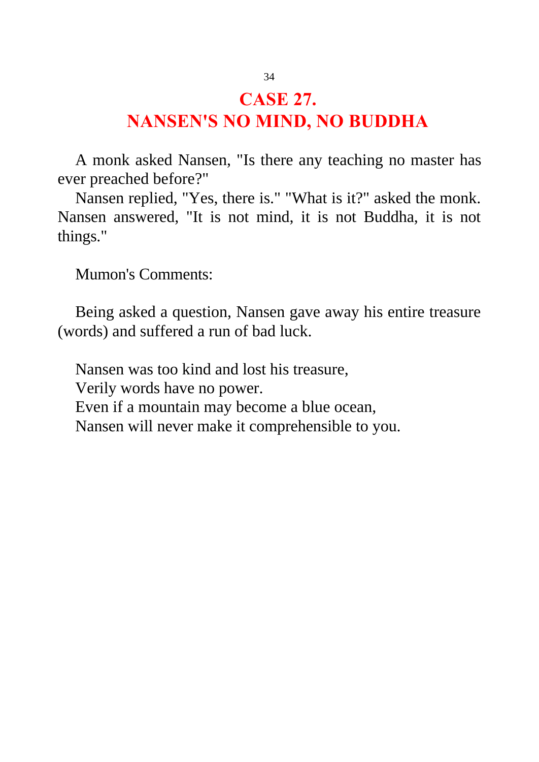# CASE 27.
# NANSEN'S NO MIND, NO BUDDHA

A monk asked Nansen, "Is there any teaching no master has ever preached before?"

Nansen replied, "Yes, there is." "What is it?" asked the monk. Nansen answered, "It is not mind, it is not Buddha, it is not things."

Mumon's Comments:

Being asked a question, Nansen gave away his entire treasure (words) and suffered a run of bad luck.

Nansen was too kind and lost his treasure,  
Verily words have no power.  
Even if a mountain may become a blue ocean,  
Nansen will never make it comprehensible to you.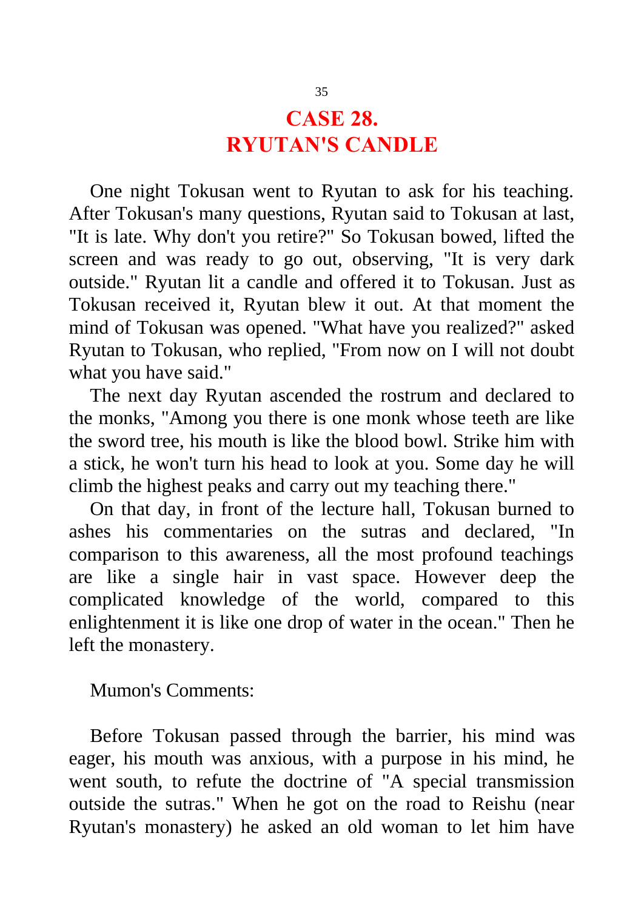# CASE 28. RYUTAN'S CANDLE

One night Tokusan went to Ryutan to ask for his teaching. After Tokusan's many questions, Ryutan said to Tokusan at last, "It is late. Why don't you retire?" So Tokusan bowed, lifted the screen and was ready to go out, observing, "It is very dark outside." Ryutan lit a candle and offered it to Tokusan. Just as Tokusan received it, Ryutan blew it out. At that moment the mind of Tokusan was opened. "What have you realized?" asked Ryutan to Tokusan, who replied, "From now on I will not doubt what you have said."

The next day Ryutan ascended the rostrum and declared to the monks, "Among you there is one monk whose teeth are like the sword tree, his mouth is like the blood bowl. Strike him with a stick, he won't turn his head to look at you. Some day he will climb the highest peaks and carry out my teaching there."

On that day, in front of the lecture hall, Tokusan burned to ashes his commentaries on the sutras and declared, "In comparison to this awareness, all the most profound teachings are like a single hair in vast space. However deep the complicated knowledge of the world, compared to this enlightenment it is like one drop of water in the ocean." Then he left the monastery.

Mumon's Comments:

Before Tokusan passed through the barrier, his mind was eager, his mouth was anxious, with a purpose in his mind, he went south, to refute the doctrine of "A special transmission outside the sutras." When he got on the road to Reishu (near Ryutan's monastery) he asked an old woman to let him have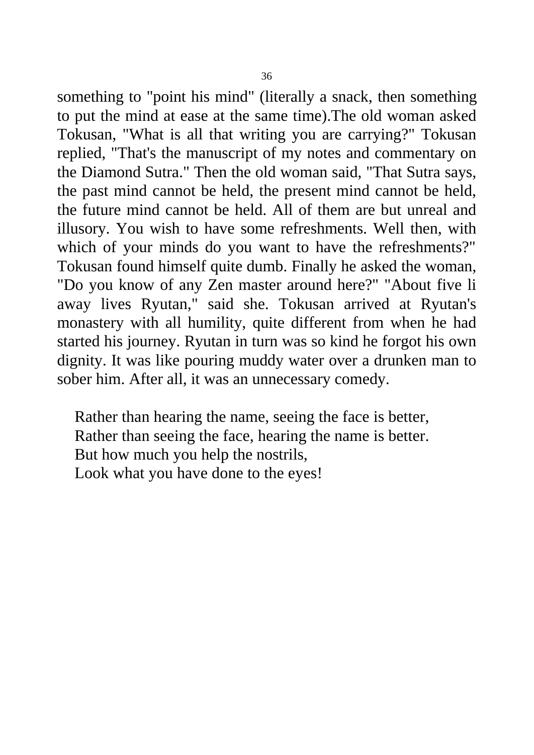something to "point his mind" (literally a snack, then something to put the mind at ease at the same time).The old woman asked Tokusan, "What is all that writing you are carrying?" Tokusan replied, "That's the manuscript of my notes and commentary on the Diamond Sutra." Then the old woman said, "That Sutra says, the past mind cannot be held, the present mind cannot be held, the future mind cannot be held. All of them are but unreal and illusory. You wish to have some refreshments. Well then, with which of your minds do you want to have the refreshments?" Tokusan found himself quite dumb. Finally he asked the woman, "Do you know of any Zen master around here?" "About five li away lives Ryutan," said she. Tokusan arrived at Ryutan's monastery with all humility, quite different from when he had started his journey. Ryutan in turn was so kind he forgot his own dignity. It was like pouring muddy water over a drunken man to sober him. After all, it was an unnecessary comedy.

Rather than hearing the name, seeing the face is better,  
Rather than seeing the face, hearing the name is better.  
But how much you help the nostrils,  
Look what you have done to the eyes!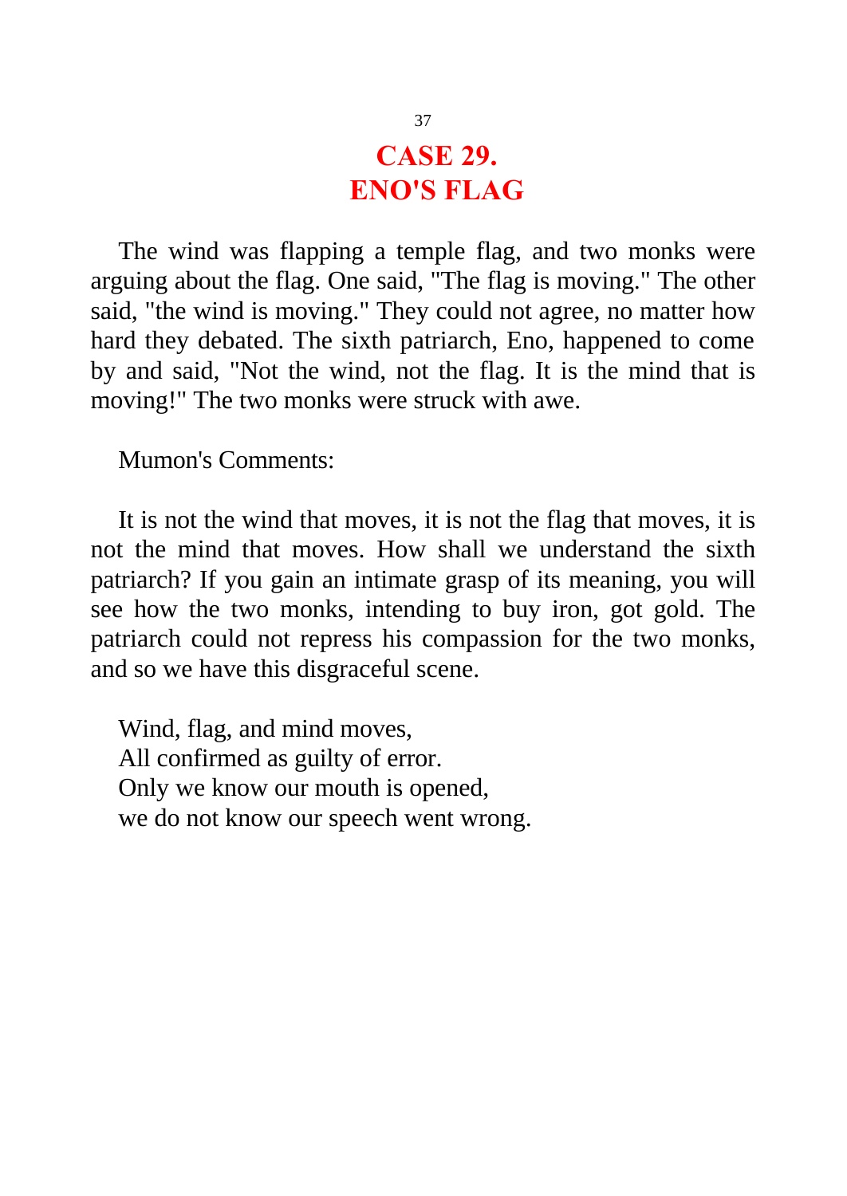# CASE 29.
# ENO'S FLAG

The wind was flapping a temple flag, and two monks were arguing about the flag. One said, "The flag is moving." The other said, "the wind is moving." They could not agree, no matter how hard they debated. The sixth patriarch, Eno, happened to come by and said, "Not the wind, not the flag. It is the mind that is moving!" The two monks were struck with awe.

Mumon's Comments:

It is not the wind that moves, it is not the flag that moves, it is not the mind that moves. How shall we understand the sixth patriarch? If you gain an intimate grasp of its meaning, you will see how the two monks, intending to buy iron, got gold. The patriarch could not repress his compassion for the two monks, and so we have this disgraceful scene.

Wind, flag, and mind moves,  
All confirmed as guilty of error.  
Only we know our mouth is opened,  
we do not know our speech went wrong.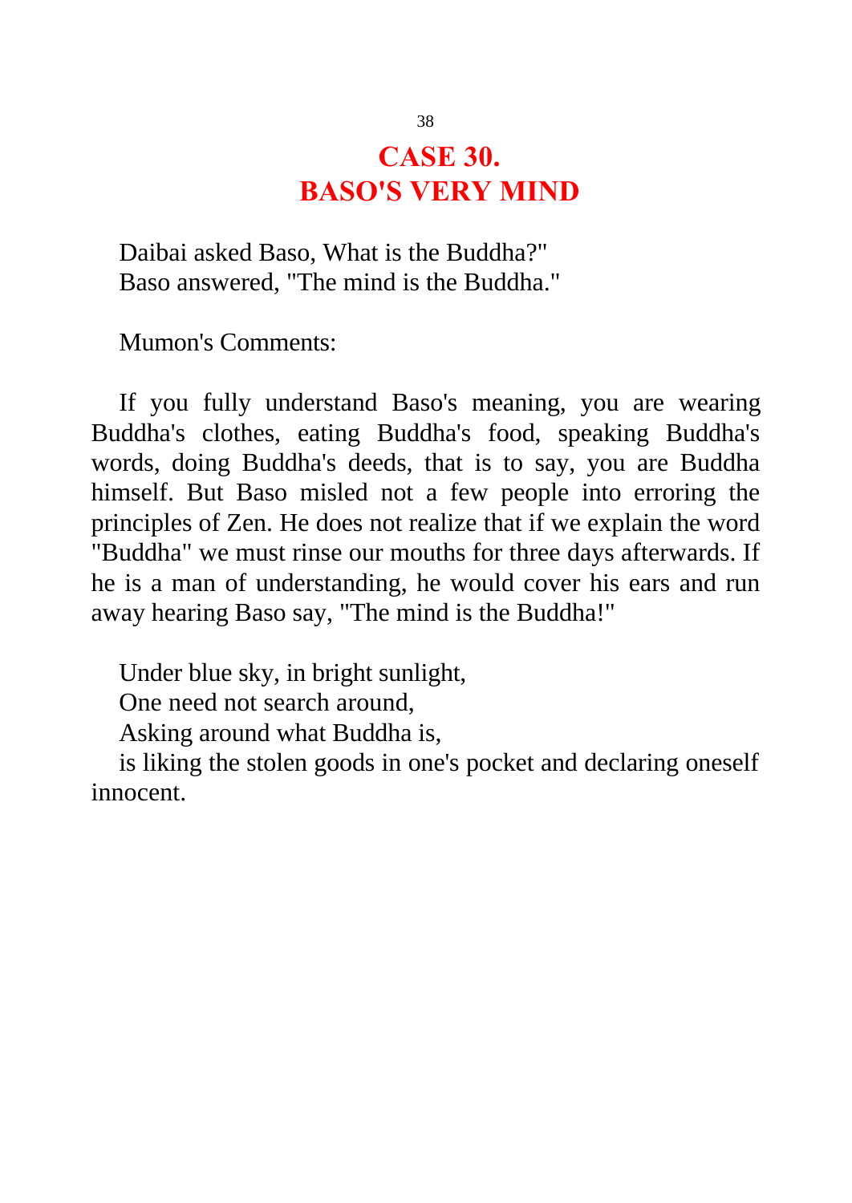# CASE 30.
# BASO'S VERY MIND

Daibai asked Baso, What is the Buddha?"
Baso answered, "The mind is the Buddha."

Mumon's Comments:

If you fully understand Baso's meaning, you are wearing Buddha's clothes, eating Buddha's food, speaking Buddha's words, doing Buddha's deeds, that is to say, you are Buddha himself. But Baso misled not a few people into erroring the principles of Zen. He does not realize that if we explain the word "Buddha" we must rinse our mouths for three days afterwards. If he is a man of understanding, he would cover his ears and run away hearing Baso say, "The mind is the Buddha!"

Under blue sky, in bright sunlight,
One need not search around,
Asking around what Buddha is,
is liking the stolen goods in one's pocket and declaring oneself innocent.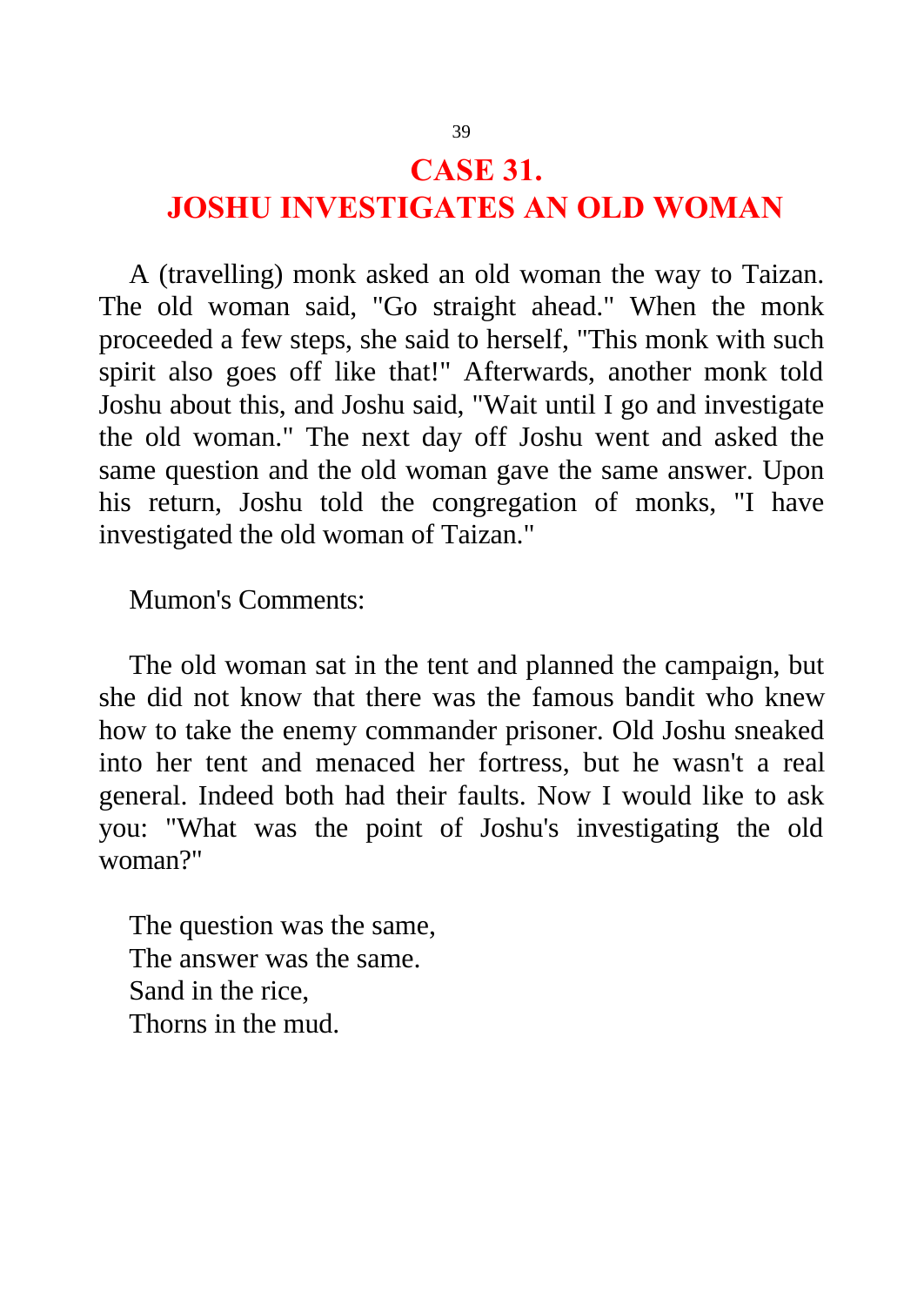# CASE 31.
# JOSHU INVESTIGATES AN OLD WOMAN

A (travelling) monk asked an old woman the way to Taizan. The old woman said, "Go straight ahead." When the monk proceeded a few steps, she said to herself, "This monk with such spirit also goes off like that!" Afterwards, another monk told Joshu about this, and Joshu said, "Wait until I go and investigate the old woman." The next day off Joshu went and asked the same question and the old woman gave the same answer. Upon his return, Joshu told the congregation of monks, "I have investigated the old woman of Taizan."

Mumon's Comments:

The old woman sat in the tent and planned the campaign, but she did not know that there was the famous bandit who knew how to take the enemy commander prisoner. Old Joshu sneaked into her tent and menaced her fortress, but he wasn't a real general. Indeed both had their faults. Now I would like to ask you: "What was the point of Joshu's investigating the old woman?"

The question was the same,  
The answer was the same.  
Sand in the rice,  
Thorns in the mud.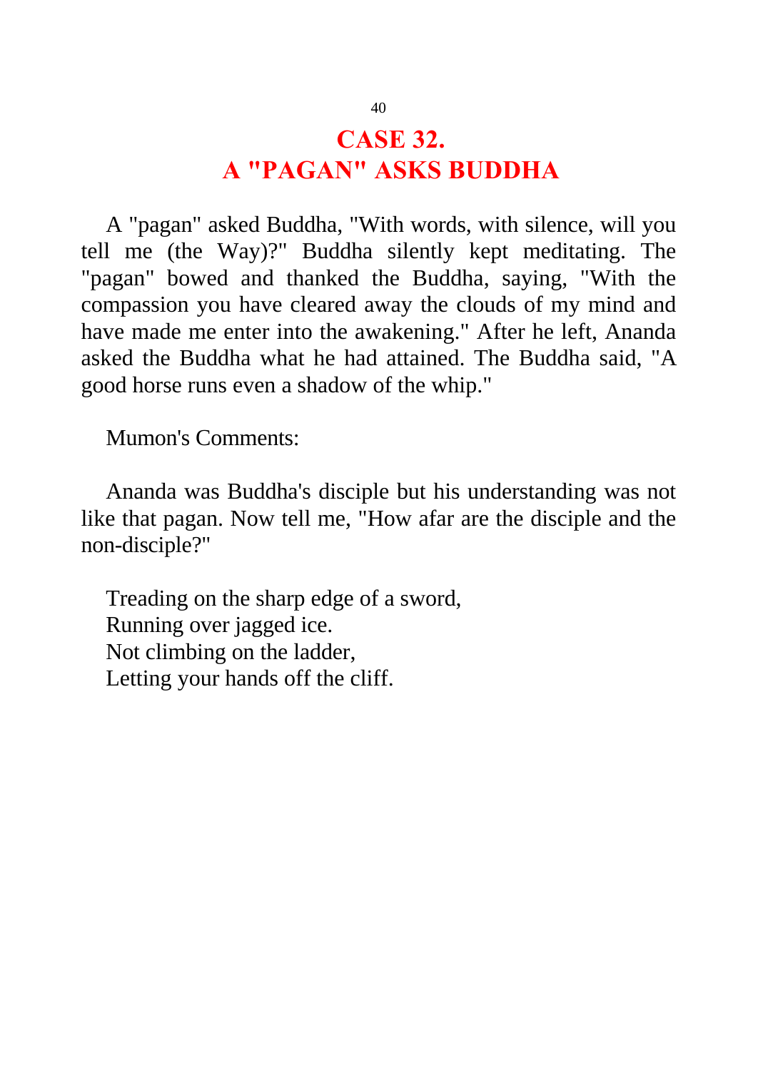# CASE 32.
# A "PAGAN" ASKS BUDDHA

A "pagan" asked Buddha, "With words, with silence, will you tell me (the Way)?" Buddha silently kept meditating. The "pagan" bowed and thanked the Buddha, saying, "With the compassion you have cleared away the clouds of my mind and have made me enter into the awakening." After he left, Ananda asked the Buddha what he had attained. The Buddha said, "A good horse runs even a shadow of the whip."

Mumon's Comments:

Ananda was Buddha's disciple but his understanding was not like that pagan. Now tell me, "How afar are the disciple and the non-disciple?"

Treading on the sharp edge of a sword,  
Running over jagged ice.  
Not climbing on the ladder,  
Letting your hands off the cliff.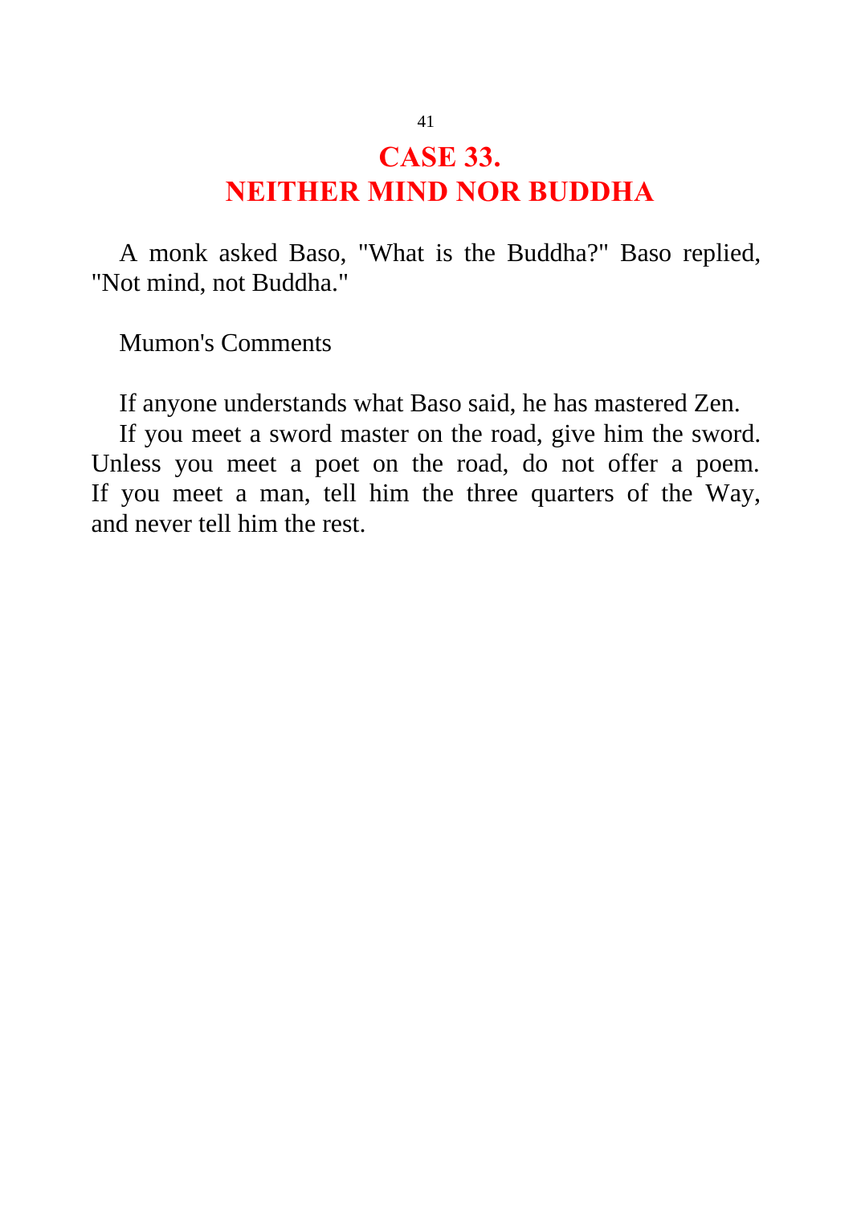# CASE 33.
# NEITHER MIND NOR BUDDHA

A monk asked Baso, "What is the Buddha?" Baso replied, "Not mind, not Buddha."

Mumon's Comments

If anyone understands what Baso said, he has mastered Zen.

If you meet a sword master on the road, give him the sword. Unless you meet a poet on the road, do not offer a poem. If you meet a man, tell him the three quarters of the Way, and never tell him the rest.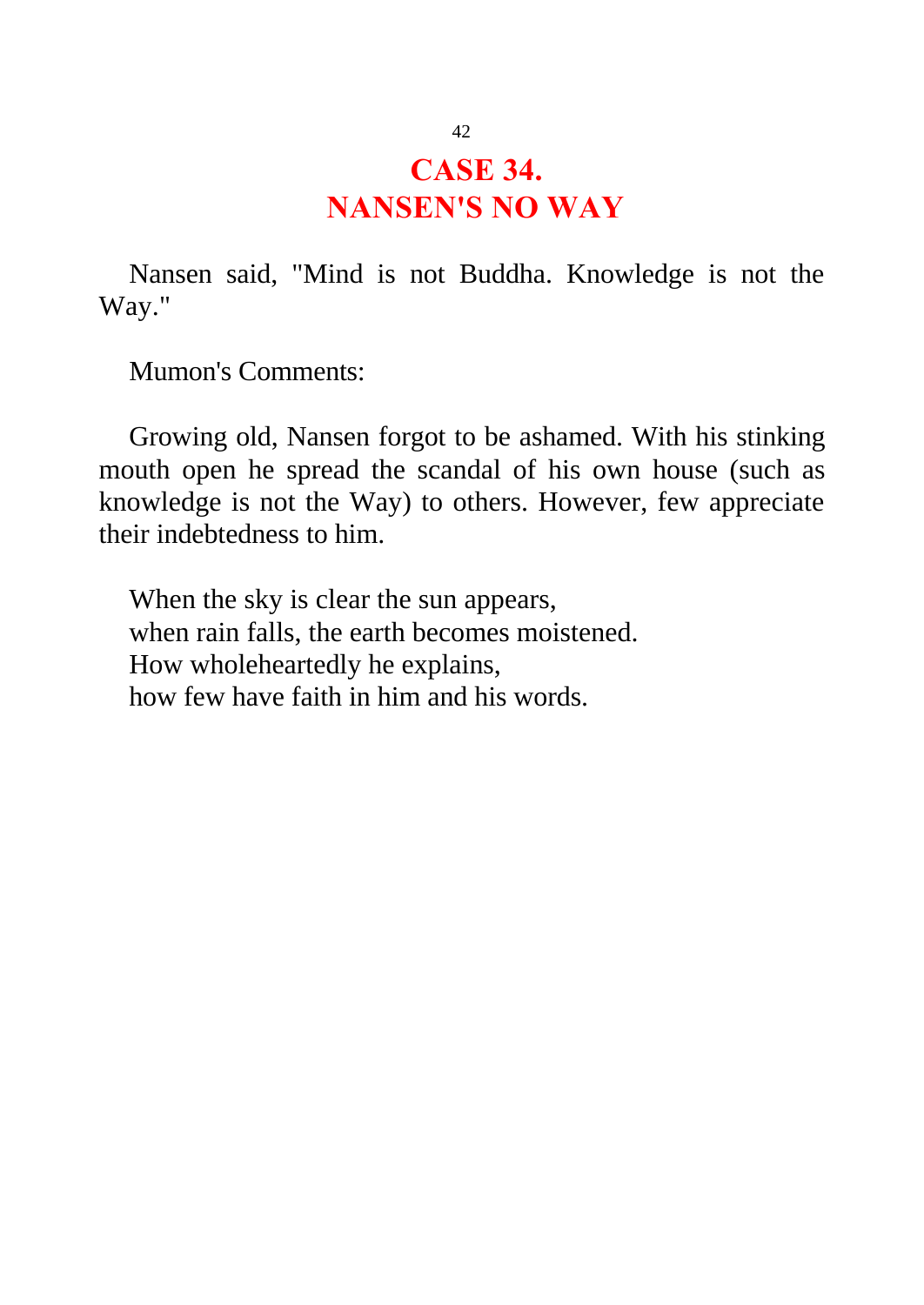# CASE 34.
# NANSEN'S NO WAY

Nansen said, "Mind is not Buddha. Knowledge is not the Way."

Mumon's Comments:

Growing old, Nansen forgot to be ashamed. With his stinking mouth open he spread the scandal of his own house (such as knowledge is not the Way) to others. However, few appreciate their indebtedness to him.

When the sky is clear the sun appears,  
when rain falls, the earth becomes moistened.  
How wholeheartedly he explains,  
how few have faith in him and his words.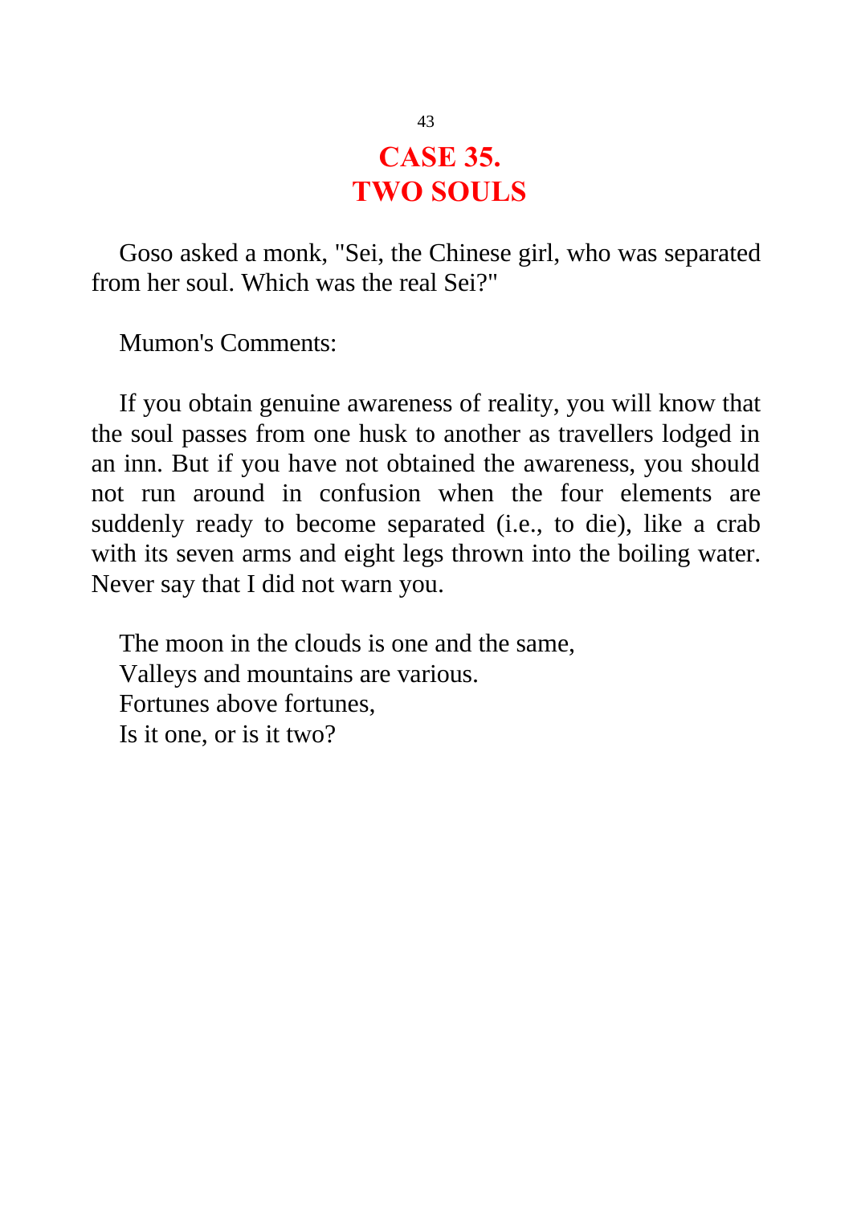# CASE 35.
# TWO SOULS

Goso asked a monk, "Sei, the Chinese girl, who was separated from her soul. Which was the real Sei?"

Mumon's Comments:

If you obtain genuine awareness of reality, you will know that the soul passes from one husk to another as travellers lodged in an inn. But if you have not obtained the awareness, you should not run around in confusion when the four elements are suddenly ready to become separated (i.e., to die), like a crab with its seven arms and eight legs thrown into the boiling water. Never say that I did not warn you.

The moon in the clouds is one and the same,  
Valleys and mountains are various.  
Fortunes above fortunes,  
Is it one, or is it two?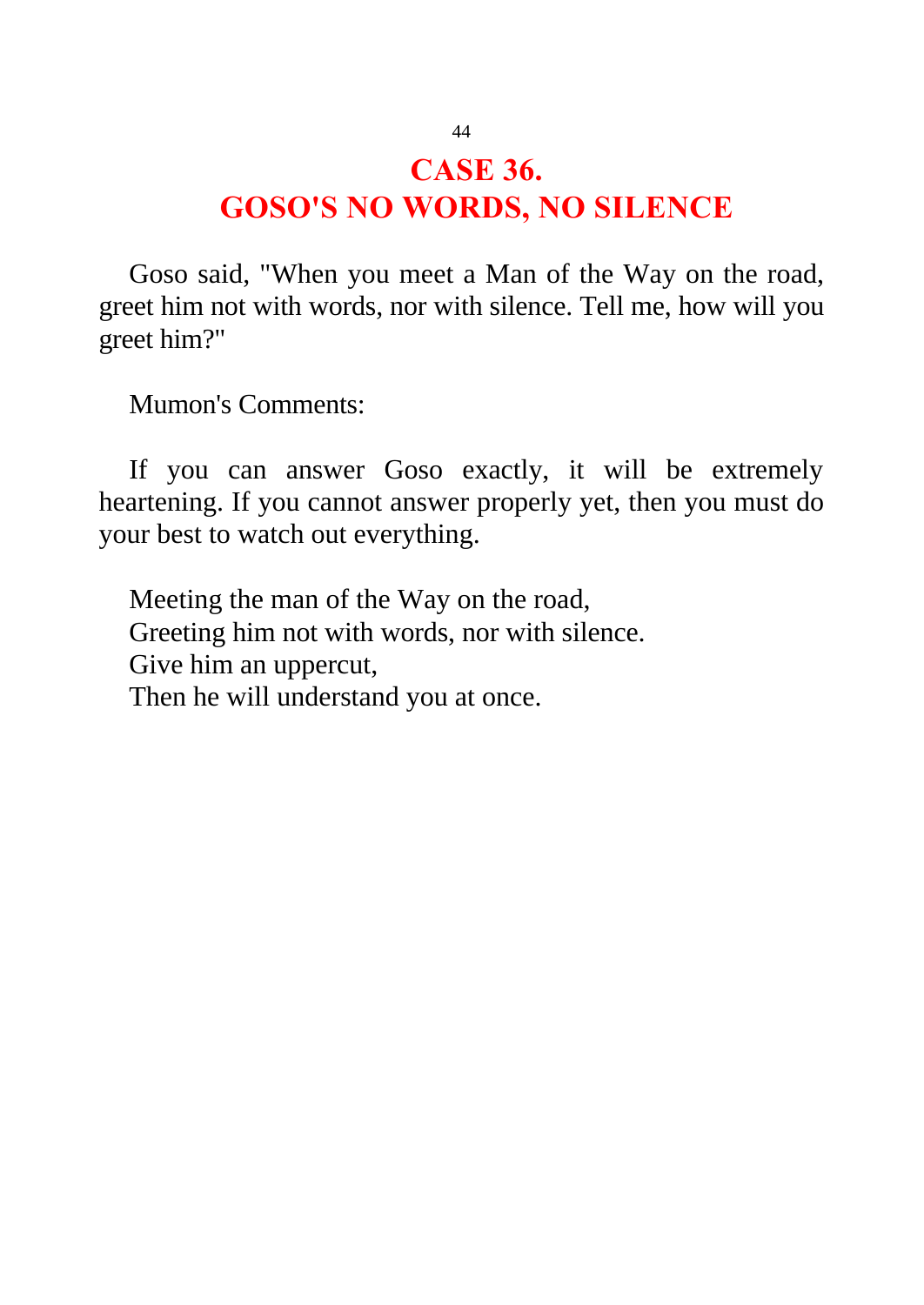# CASE 36.
# GOSO'S NO WORDS, NO SILENCE

Goso said, "When you meet a Man of the Way on the road, greet him not with words, nor with silence. Tell me, how will you greet him?"

Mumon's Comments:

If you can answer Goso exactly, it will be extremely heartening. If you cannot answer properly yet, then you must do your best to watch out everything.

Meeting the man of the Way on the road,  
Greeting him not with words, nor with silence.  
Give him an uppercut,  
Then he will understand you at once.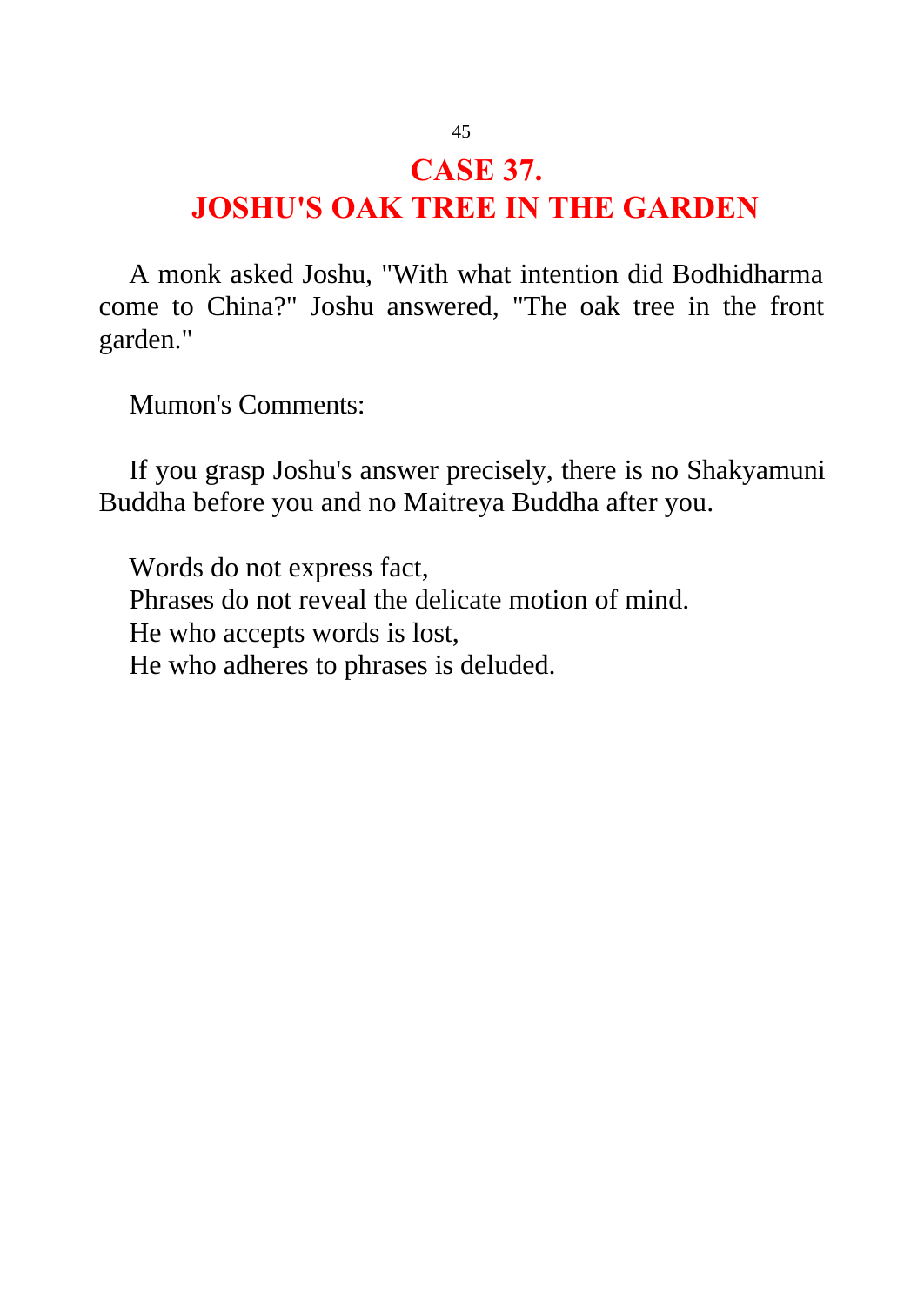# CASE 37.
# JOSHU'S OAK TREE IN THE GARDEN

A monk asked Joshu, "With what intention did Bodhidharma come to China?" Joshu answered, "The oak tree in the front garden."

Mumon's Comments:

If you grasp Joshu's answer precisely, there is no Shakyamuni Buddha before you and no Maitreya Buddha after you.

Words do not express fact,  
Phrases do not reveal the delicate motion of mind.  
He who accepts words is lost,  
He who adheres to phrases is deluded.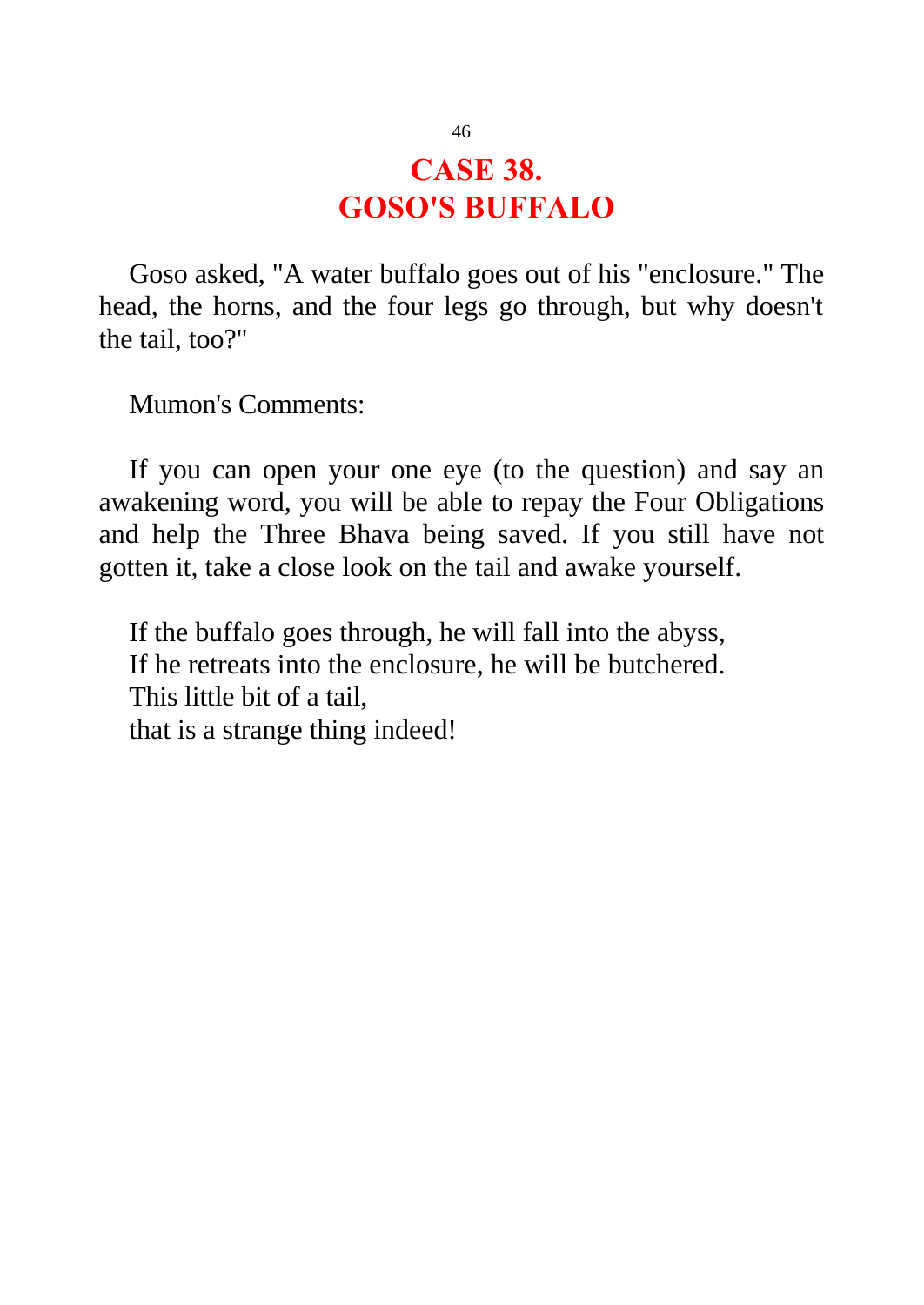# CASE 38. GOSO'S BUFFALO

Goso asked, "A water buffalo goes out of his "enclosure." The head, the horns, and the four legs go through, but why doesn't the tail, too?"

Mumon's Comments:

If you can open your one eye (to the question) and say an awakening word, you will be able to repay the Four Obligations and help the Three Bhava being saved. If you still have not gotten it, take a close look on the tail and awake yourself.

If the buffalo goes through, he will fall into the abyss,  
If he retreats into the enclosure, he will be butchered.  
This little bit of a tail,  
that is a strange thing indeed!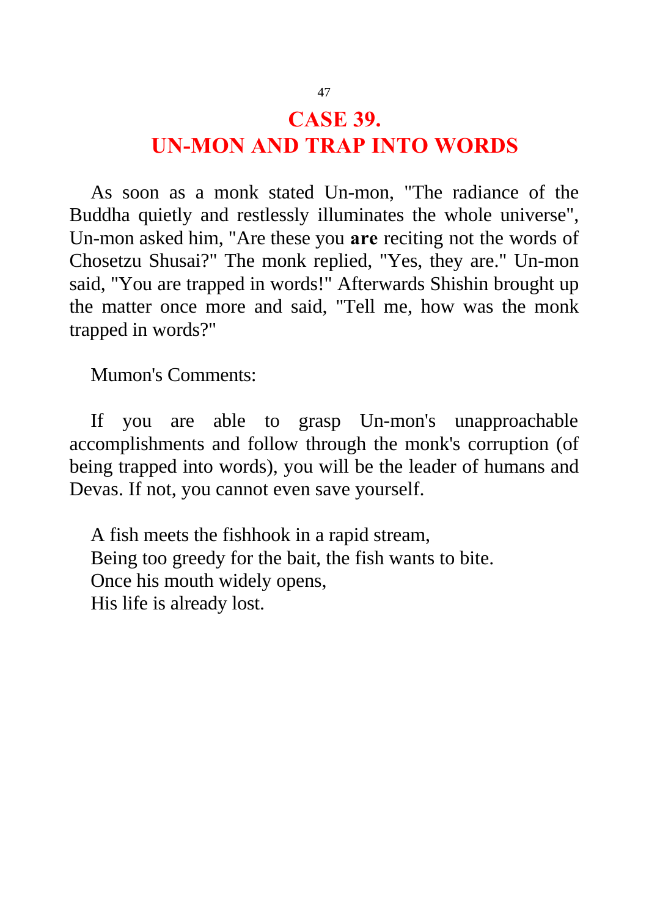# CASE 39.
# UN-MON AND TRAP INTO WORDS

As soon as a monk stated Un-mon, "The radiance of the Buddha quietly and restlessly illuminates the whole universe", Un-mon asked him, "Are these you **are** reciting not the words of Chosetzu Shusai?" The monk replied, "Yes, they are." Un-mon said, "You are trapped in words!" Afterwards Shishin brought up the matter once more and said, "Tell me, how was the monk trapped in words?"

Mumon's Comments:

If you are able to grasp Un-mon's unapproachable accomplishments and follow through the monk's corruption (of being trapped into words), you will be the leader of humans and Devas. If not, you cannot even save yourself.

A fish meets the fishhook in a rapid stream,
Being too greedy for the bait, the fish wants to bite.
Once his mouth widely opens,
His life is already lost.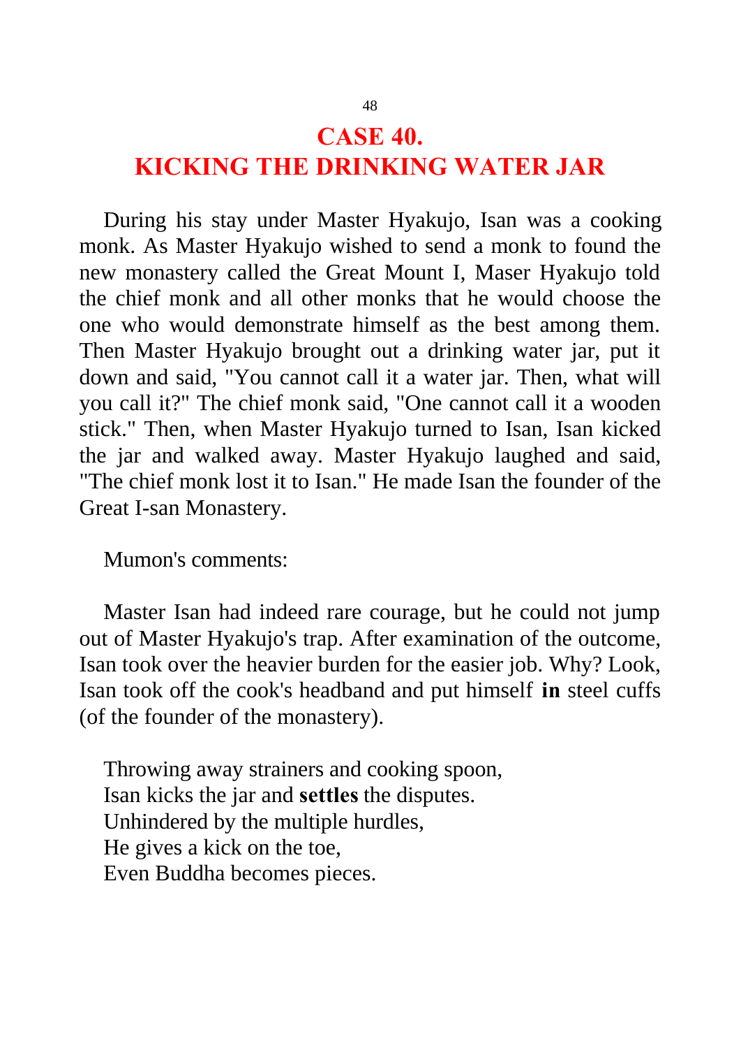# CASE 40.
# KICKING THE DRINKING WATER JAR

During his stay under Master Hyakujo, Isan was a cooking monk. As Master Hyakujo wished to send a monk to found the new monastery called the Great Mount I, Maser Hyakujo told the chief monk and all other monks that he would choose the one who would demonstrate himself as the best among them. Then Master Hyakujo brought out a drinking water jar, put it down and said, "You cannot call it a water jar. Then, what will you call it?" The chief monk said, "One cannot call it a wooden stick." Then, when Master Hyakujo turned to Isan, Isan kicked the jar and walked away. Master Hyakujo laughed and said, "The chief monk lost it to Isan." He made Isan the founder of the Great I-san Monastery.

Mumon's comments:

Master Isan had indeed rare courage, but he could not jump out of Master Hyakujo's trap. After examination of the outcome, Isan took over the heavier burden for the easier job. Why? Look, Isan took off the cook's headband and put himself **in** steel cuffs (of the founder of the monastery).

Throwing away strainers and cooking spoon,
Isan kicks the jar and **settles** the disputes.
Unhindered by the multiple hurdles,
He gives a kick on the toe,
Even Buddha becomes pieces.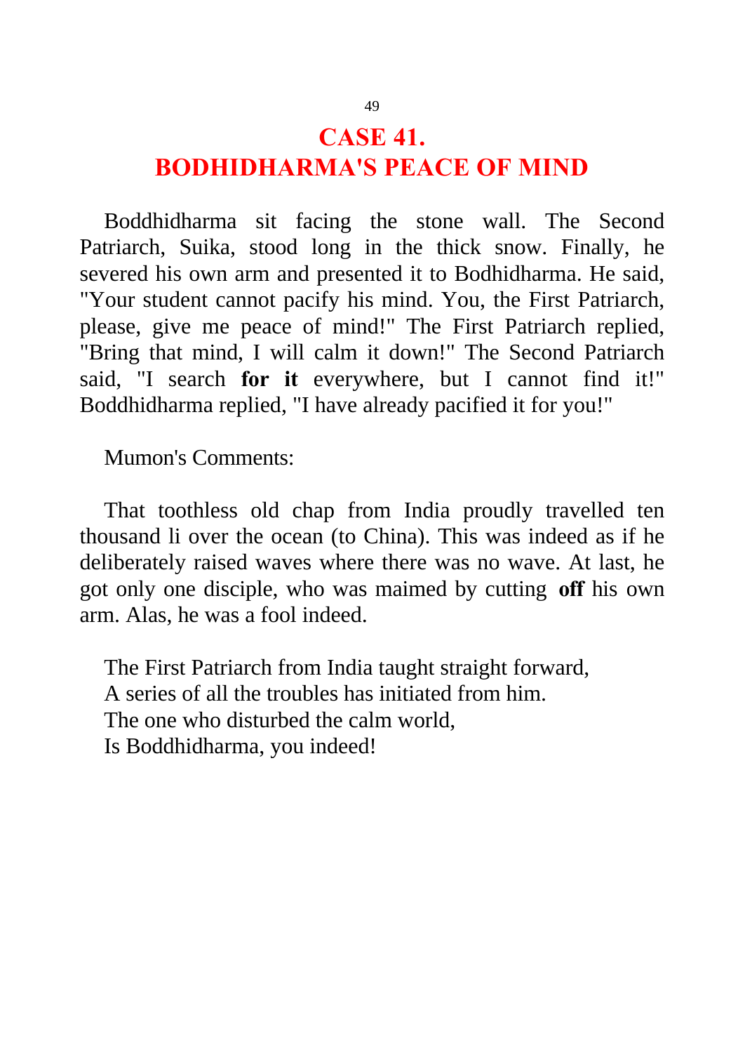# CASE 41.
# BODHIDHARMA'S PEACE OF MIND

Boddhidharma sit facing the stone wall. The Second Patriarch, Suika, stood long in the thick snow. Finally, he severed his own arm and presented it to Bodhidharma. He said, "Your student cannot pacify his mind. You, the First Patriarch, please, give me peace of mind!" The First Patriarch replied, "Bring that mind, I will calm it down!" The Second Patriarch said, "I search **for it** everywhere, but I cannot find it!" Boddhidharma replied, "I have already pacified it for you!"

Mumon's Comments:

That toothless old chap from India proudly travelled ten thousand li over the ocean (to China). This was indeed as if he deliberately raised waves where there was no wave. At last, he got only one disciple, who was maimed by cutting **off** his own arm. Alas, he was a fool indeed.

The First Patriarch from India taught straight forward,
A series of all the troubles has initiated from him.
The one who disturbed the calm world,
Is Boddhidharma, you indeed!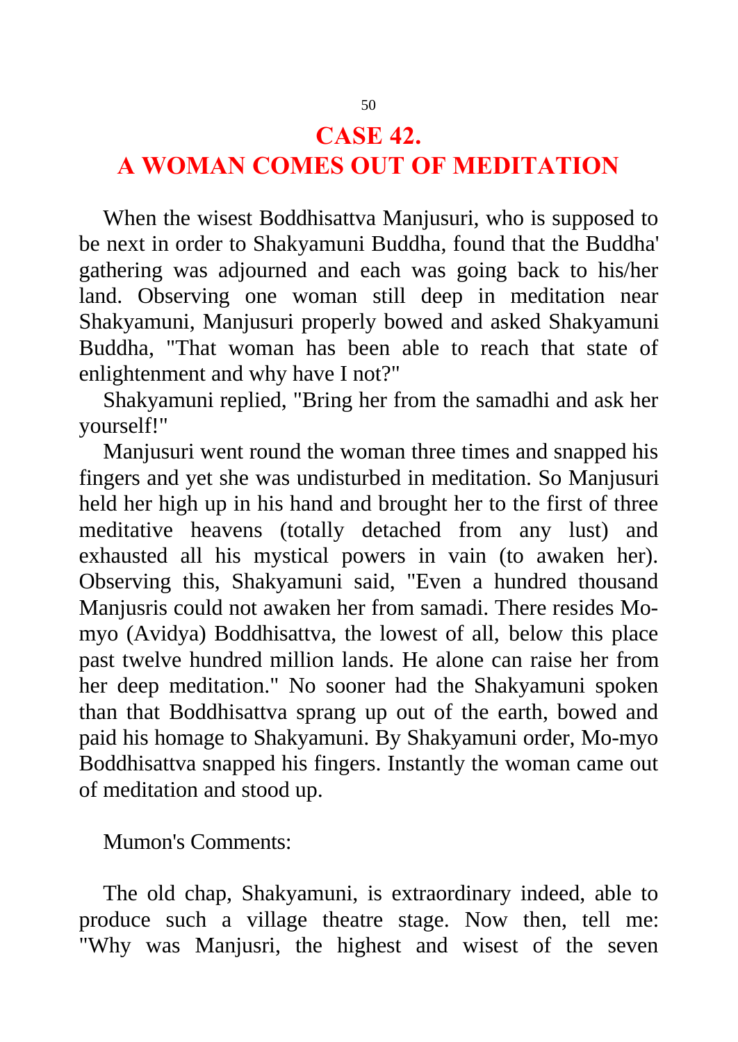# CASE 42.
# A WOMAN COMES OUT OF MEDITATION

When the wisest Boddhisattva Manjusuri, who is supposed to be next in order to Shakyamuni Buddha, found that the Buddha' gathering was adjourned and each was going back to his/her land. Observing one woman still deep in meditation near Shakyamuni, Manjusuri properly bowed and asked Shakyamuni Buddha, "That woman has been able to reach that state of enlightenment and why have I not?"

Shakyamuni replied, "Bring her from the samadhi and ask her yourself!"

Manjusuri went round the woman three times and snapped his fingers and yet she was undisturbed in meditation. So Manjusuri held her high up in his hand and brought her to the first of three meditative heavens (totally detached from any lust) and exhausted all his mystical powers in vain (to awaken her). Observing this, Shakyamuni said, "Even a hundred thousand Manjusris could not awaken her from samadi. There resides Mo-myo (Avidya) Boddhisattva, the lowest of all, below this place past twelve hundred million lands. He alone can raise her from her deep meditation." No sooner had the Shakyamuni spoken than that Boddhisattva sprang up out of the earth, bowed and paid his homage to Shakyamuni. By Shakyamuni order, Mo-myo Boddhisattva snapped his fingers. Instantly the woman came out of meditation and stood up.

Mumon's Comments:

The old chap, Shakyamuni, is extraordinary indeed, able to produce such a village theatre stage. Now then, tell me: "Why was Manjusri, the highest and wisest of the seven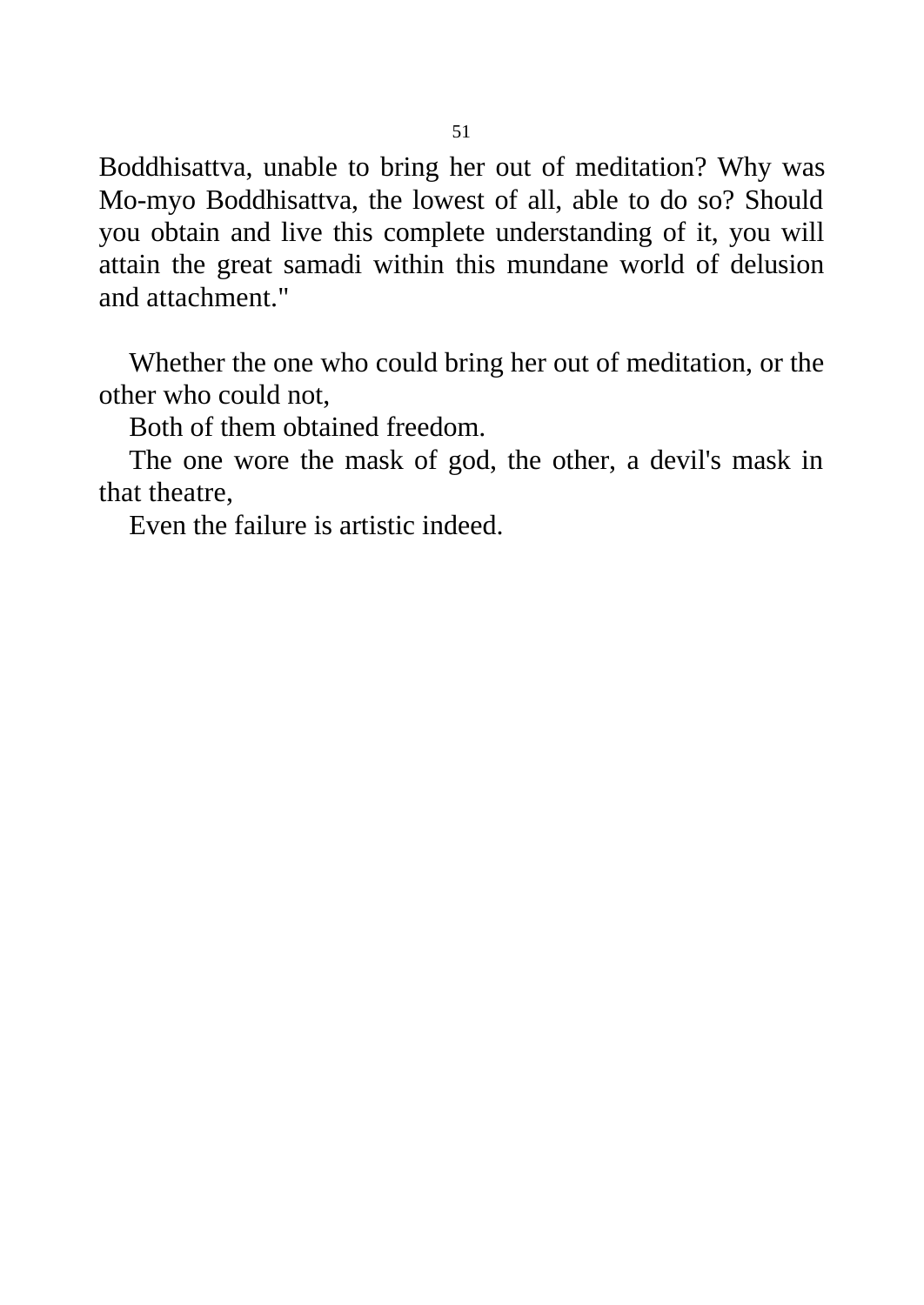Boddhisattva, unable to bring her out of meditation? Why was Mo-myo Boddhisattva, the lowest of all, able to do so? Should you obtain and live this complete understanding of it, you will attain the great samadi within this mundane world of delusion and attachment."

Whether the one who could bring her out of meditation, or the other who could not,  
Both of them obtained freedom.  
The one wore the mask of god, the other, a devil's mask in that theatre,  
Even the failure is artistic indeed.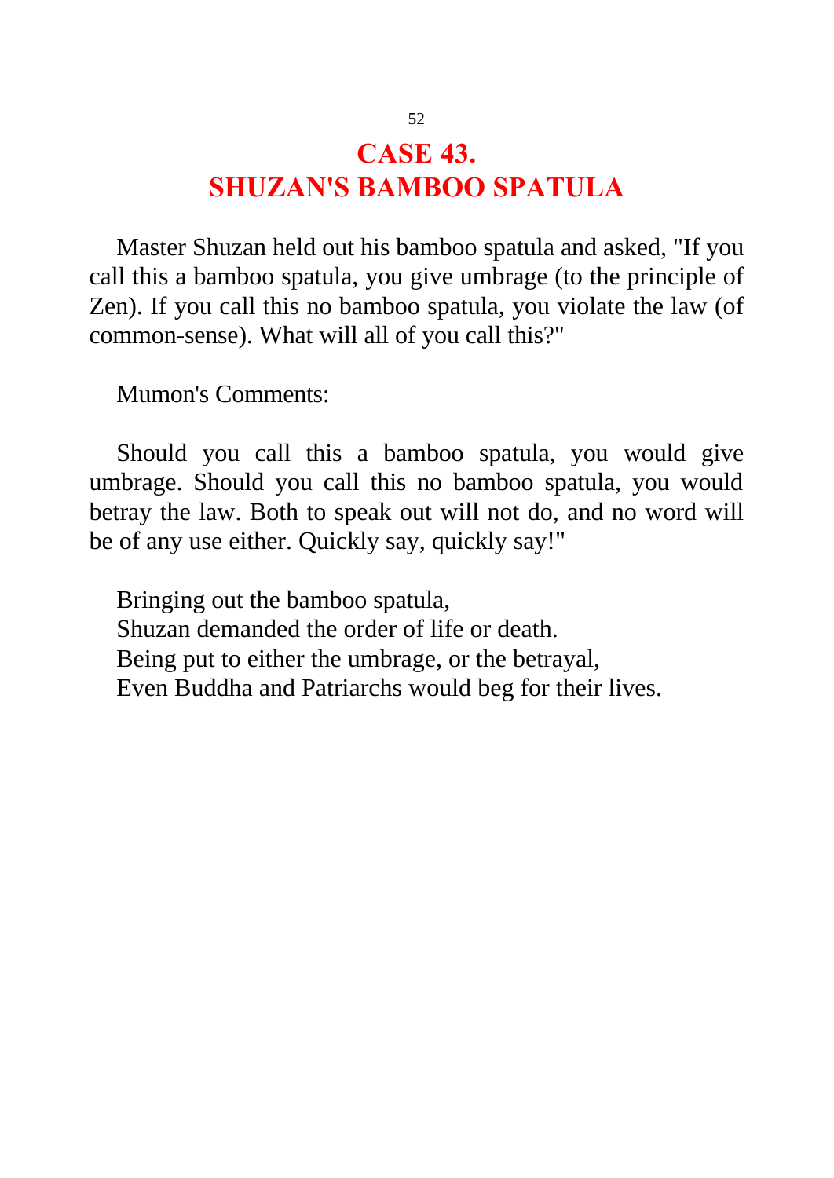# CASE 43.
# SHUZAN'S BAMBOO SPATULA

Master Shuzan held out his bamboo spatula and asked, "If you call this a bamboo spatula, you give umbrage (to the principle of Zen). If you call this no bamboo spatula, you violate the law (of common-sense). What will all of you call this?"

Mumon's Comments:

Should you call this a bamboo spatula, you would give umbrage. Should you call this no bamboo spatula, you would betray the law. Both to speak out will not do, and no word will be of any use either. Quickly say, quickly say!"

Bringing out the bamboo spatula,  
Shuzan demanded the order of life or death.  
Being put to either the umbrage, or the betrayal,  
Even Buddha and Patriarchs would beg for their lives.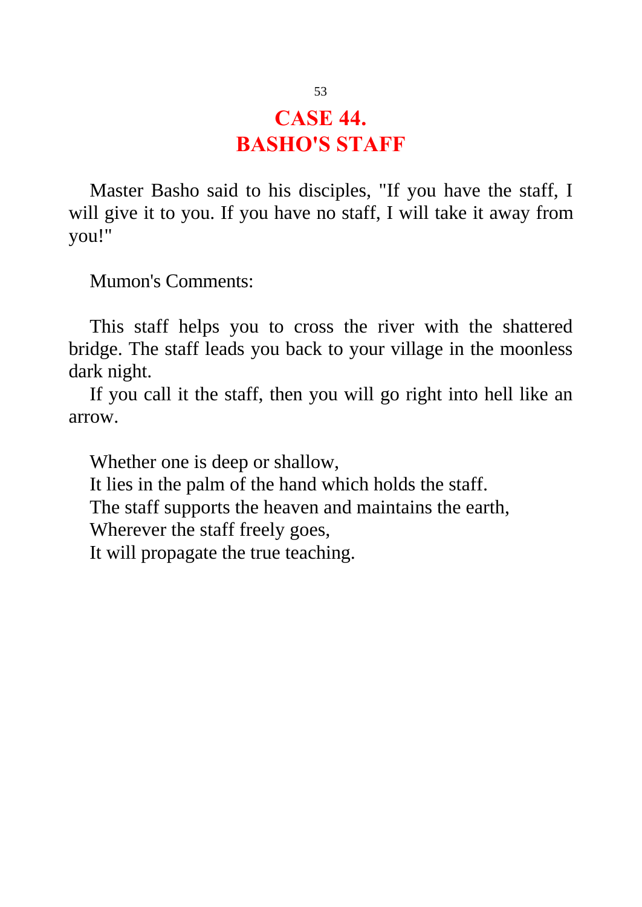# CASE 44.
# BASHO'S STAFF

Master Basho said to his disciples, "If you have the staff, I will give it to you. If you have no staff, I will take it away from you!"

Mumon's Comments:

This staff helps you to cross the river with the shattered bridge. The staff leads you back to your village in the moonless dark night.

If you call it the staff, then you will go right into hell like an arrow.

Whether one is deep or shallow,  
It lies in the palm of the hand which holds the staff.  
The staff supports the heaven and maintains the earth,  
Wherever the staff freely goes,  
It will propagate the true teaching.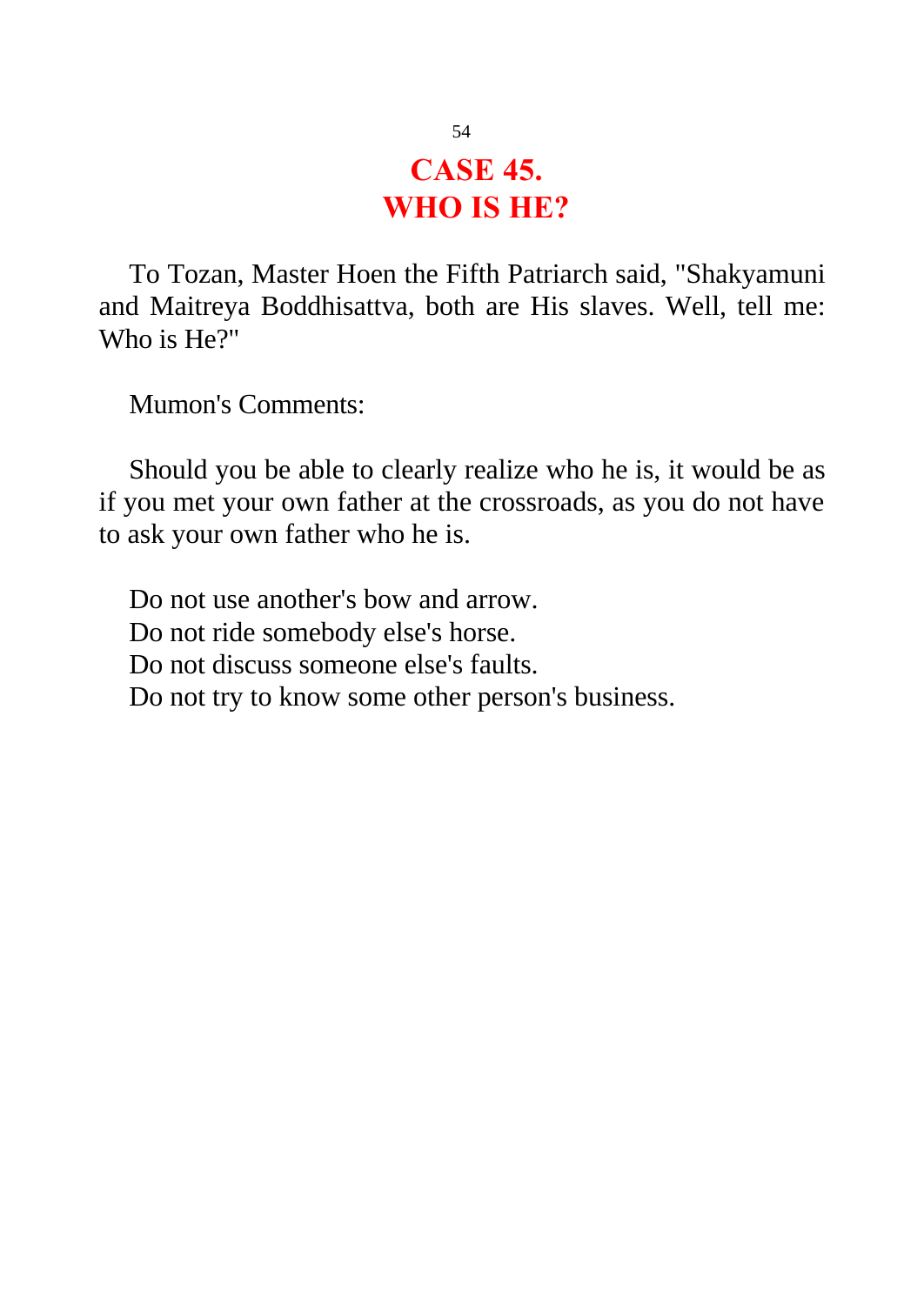# CASE 45.
# WHO IS HE?

To Tozan, Master Hoen the Fifth Patriarch said, "Shakyamuni and Maitreya Boddhisattva, both are His slaves. Well, tell me: Who is He?"

Mumon's Comments:

Should you be able to clearly realize who he is, it would be as if you met your own father at the crossroads, as you do not have to ask your own father who he is.

Do not use another's bow and arrow.
Do not ride somebody else's horse.
Do not discuss someone else's faults.
Do not try to know some other person's business.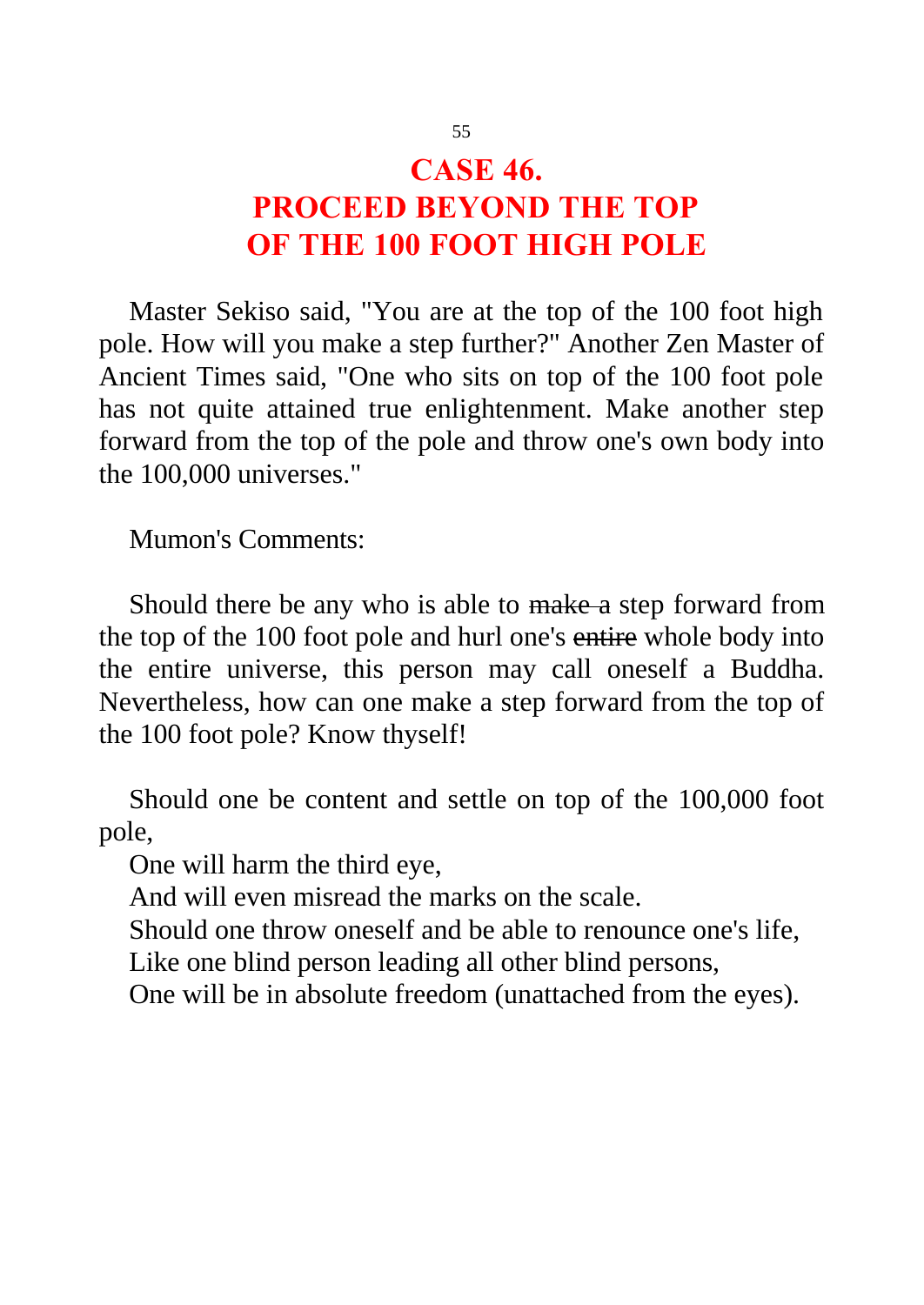# CASE 46.
# PROCEED BEYOND THE TOP OF THE 100 FOOT HIGH POLE

Master Sekiso said, "You are at the top of the 100 foot high pole. How will you make a step further?" Another Zen Master of Ancient Times said, "One who sits on top of the 100 foot pole has not quite attained true enlightenment. Make another step forward from the top of the pole and throw one's own body into the 100,000 universes."

Mumon's Comments:

Should there be any who is able to ~~make a~~ step forward from the top of the 100 foot pole and hurl one's ~~entire~~ whole body into the entire universe, this person may call oneself a Buddha. Nevertheless, how can one make a step forward from the top of the 100 foot pole? Know thyself!

Should one be content and settle on top of the 100,000 foot pole,
One will harm the third eye,
And will even misread the marks on the scale.
Should one throw oneself and be able to renounce one's life,
Like one blind person leading all other blind persons,
One will be in absolute freedom (unattached from the eyes).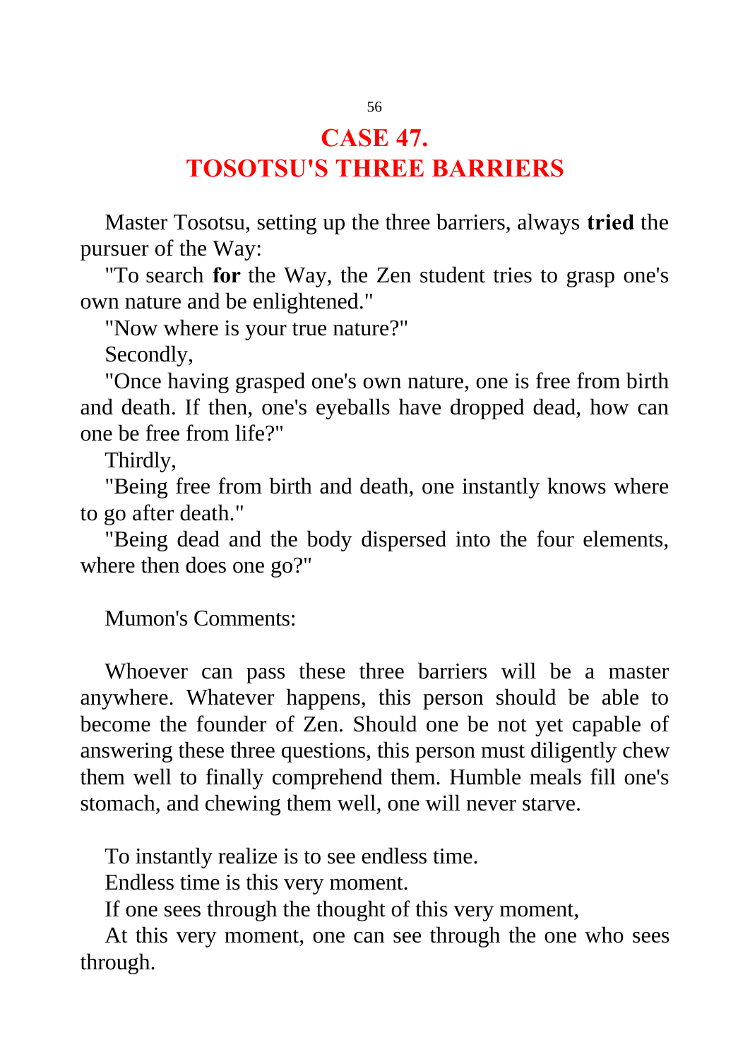# CASE 47.
# TOSOTSU'S THREE BARRIERS

Master Tosotsu, setting up the three barriers, always **tried** the pursuer of the Way:

"To search **for** the Way, the Zen student tries to grasp one's own nature and be enlightened."

"Now where is your true nature?"

Secondly,

"Once having grasped one's own nature, one is free from birth and death. If then, one's eyeballs have dropped dead, how can one be free from life?"

Thirdly,

"Being free from birth and death, one instantly knows where to go after death."

"Being dead and the body dispersed into the four elements, where then does one go?"

Mumon's Comments:

Whoever can pass these three barriers will be a master anywhere. Whatever happens, this person should be able to become the founder of Zen. Should one be not yet capable of answering these three questions, this person must diligently chew them well to finally comprehend them. Humble meals fill one's stomach, and chewing them well, one will never starve.

To instantly realize is to see endless time.  
Endless time is this very moment.  
If one sees through the thought of this very moment,  
At this very moment, one can see through the one who sees through.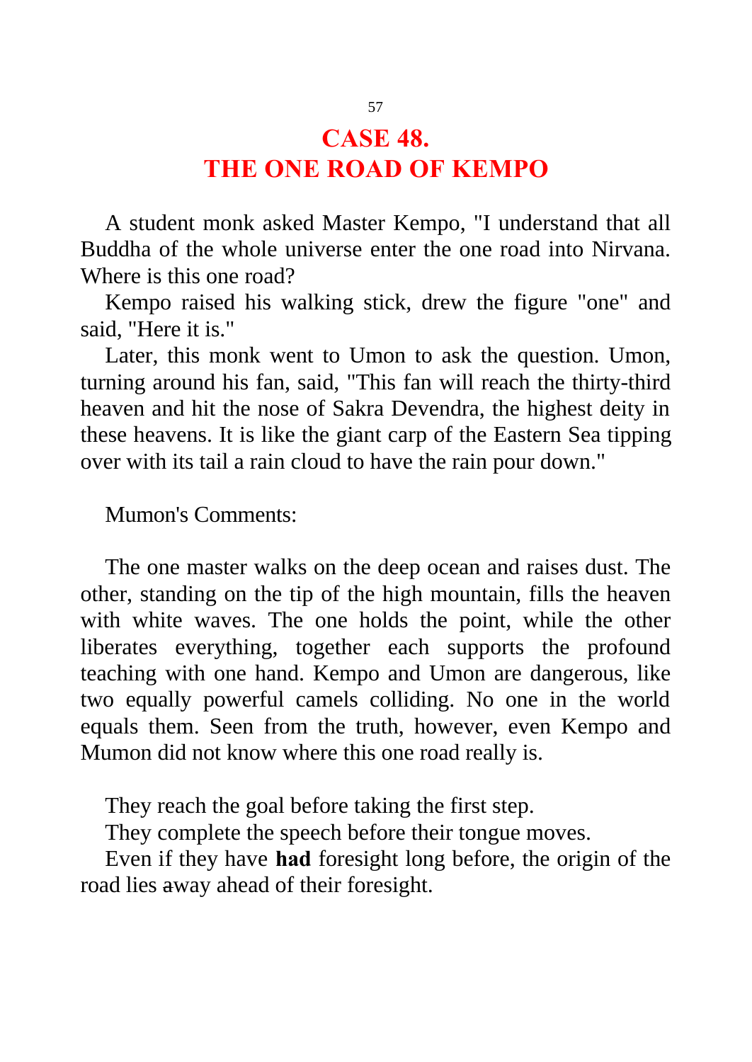# CASE 48.
# THE ONE ROAD OF KEMPO

A student monk asked Master Kempo, "I understand that all Buddha of the whole universe enter the one road into Nirvana. Where is this one road?

Kempo raised his walking stick, drew the figure "one" and said, "Here it is."

Later, this monk went to Umon to ask the question. Umon, turning around his fan, said, "This fan will reach the thirty-third heaven and hit the nose of Sakra Devendra, the highest deity in these heavens. It is like the giant carp of the Eastern Sea tipping over with its tail a rain cloud to have the rain pour down."

Mumon's Comments:

The one master walks on the deep ocean and raises dust. The other, standing on the tip of the high mountain, fills the heaven with white waves. The one holds the point, while the other liberates everything, together each supports the profound teaching with one hand. Kempo and Umon are dangerous, like two equally powerful camels colliding. No one in the world equals them. Seen from the truth, however, even Kempo and Mumon did not know where this one road really is.

They reach the goal before taking the first step.

They complete the speech before their tongue moves.

Even if they have **had** foresight long before, the origin of the road lies away ahead of their foresight.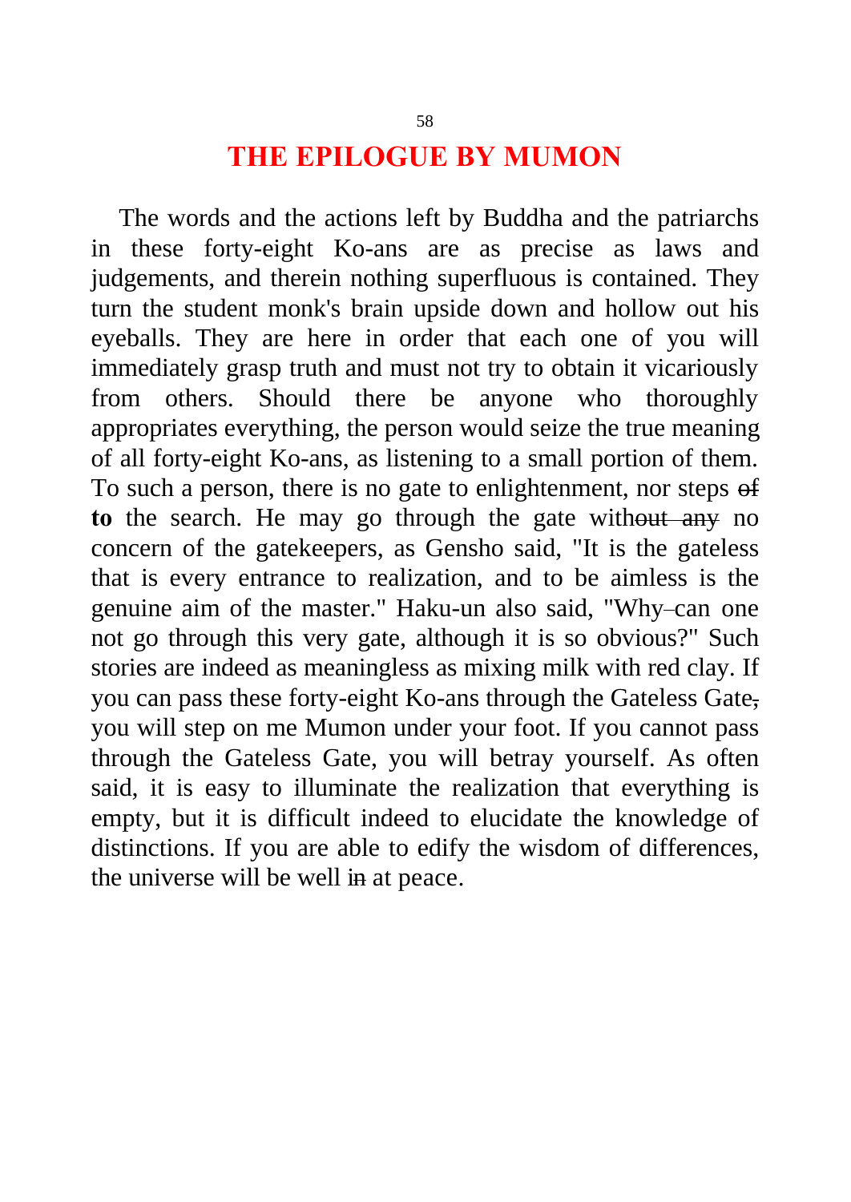# THE EPILOGUE BY MUMON

The words and the actions left by Buddha and the patriarchs in these forty-eight Ko-ans are as precise as laws and judgements, and therein nothing superfluous is contained. They turn the student monk's brain upside down and hollow out his eyeballs. They are here in order that each one of you will immediately grasp truth and must not try to obtain it vicariously from others. Should there be anyone who thoroughly appropriates everything, the person would seize the true meaning of all forty-eight Ko-ans, as listening to a small portion of them. To such a person, there is no gate to enlightenment, nor steps ~~of~~ **to** the search. He may go through the gate with~~out any~~ no concern of the gatekeepers, as Gensho said, "It is the gateless that is every entrance to realization, and to be aimless is the genuine aim of the master." Haku-un also said, "Why~~-~~can one not go through this very gate, although it is so obvious?" Such stories are indeed as meaningless as mixing milk with red clay. If you can pass these forty-eight Ko-ans through the Gateless Gate~~,~~ you will step on me Mumon under your foot. If you cannot pass through the Gateless Gate, you will betray yourself. As often said, it is easy to illuminate the realization that everything is empty, but it is difficult indeed to elucidate the knowledge of distinctions. If you are able to edify the wisdom of differences, the universe will be well ~~in~~ at peace.